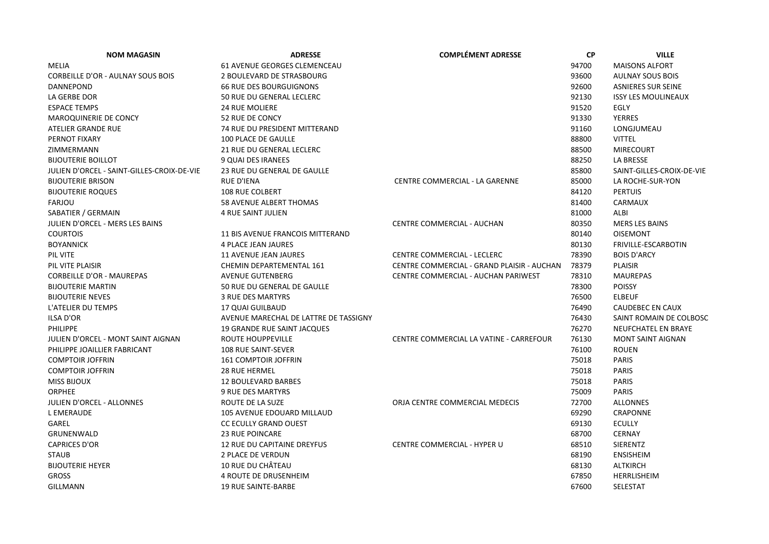| NOM MAGASIN | ADRESSE | COMPLÉMENT ADRESSE | CP | VILLE |
|---|---|---|---|---|
| MELIA | 61 AVENUE GEORGES CLEMENCEAU | | 94700 | MAISONS ALFORT |
| CORBEILLE D'OR - AULNAY SOUS BOIS | 2 BOULEVARD DE STRASBOURG | | 93600 | AULNAY SOUS BOIS |
| DANNEPOND | 66 RUE DES BOURGUIGNONS | | 92600 | ASNIERES SUR SEINE |
| LA GERBE DOR | 50 RUE DU GENERAL LECLERC | | 92130 | ISSY LES MOULINEAUX |
| ESPACE TEMPS | 24 RUE MOLIERE | | 91520 | EGLY |
| MAROQUINERIE DE CONCY | 52 RUE DE CONCY | | 91330 | YERRES |
| ATELIER GRANDE RUE | 74 RUE DU PRESIDENT MITTERAND | | 91160 | LONGJUMEAU |
| PERNOT FIXARY | 100 PLACE DE GAULLE | | 88800 | VITTEL |
| ZIMMERMANN | 21 RUE DU GENERAL LECLERC | | 88500 | MIRECOURT |
| BIJOUTERIE BOILLOT | 9 QUAI DES IRANEES | | 88250 | LA BRESSE |
| JULIEN D'ORCEL - SAINT-GILLES-CROIX-DE-VIE | 23 RUE DU GENERAL DE GAULLE | | 85800 | SAINT-GILLES-CROIX-DE-VIE |
| BIJOUTERIE BRISON | RUE D'IENA | CENTRE COMMERCIAL - LA GARENNE | 85000 | LA ROCHE-SUR-YON |
| BIJOUTERIE ROQUES | 108 RUE COLBERT | | 84120 | PERTUIS |
| FARJOU | 58 AVENUE ALBERT THOMAS | | 81400 | CARMAUX |
| SABATIER / GERMAIN | 4 RUE SAINT JULIEN | | 81000 | ALBI |
| JULIEN D'ORCEL - MERS LES BAINS | | CENTRE COMMERCIAL - AUCHAN | 80350 | MERS LES BAINS |
| COURTOIS | 11 BIS AVENUE FRANCOIS MITTERAND | | 80140 | OISEMONT |
| BOYANNICK | 4 PLACE JEAN JAURES | | 80130 | FRIVILLE-ESCARBOTIN |
| PIL VITE | 11 AVENUE JEAN JAURES | CENTRE COMMERCIAL - LECLERC | 78390 | BOIS D'ARCY |
| PIL VITE PLAISIR | CHEMIN DEPARTEMENTAL 161 | CENTRE COMMERCIAL - GRAND PLAISIR - AUCHAN | 78379 | PLAISIR |
| CORBEILLE D'OR - MAUREPAS | AVENUE GUTENBERG | CENTRE COMMERCIAL - AUCHAN PARIWEST | 78310 | MAUREPAS |
| BIJOUTERIE MARTIN | 50 RUE DU GENERAL DE GAULLE | | 78300 | POISSY |
| BIJOUTERIE NEVES | 3 RUE DES MARTYRS | | 76500 | ELBEUF |
| L'ATELIER DU TEMPS | 17 QUAI GUILBAUD | | 76490 | CAUDEBEC EN CAUX |
| ILSA D'OR | AVENUE MARECHAL DE LATTRE DE TASSIGNY | | 76430 | SAINT ROMAIN DE COLBOSC |
| PHILIPPE | 19 GRANDE RUE SAINT JACQUES | | 76270 | NEUFCHATEL EN BRAYE |
| JULIEN D'ORCEL - MONT SAINT AIGNAN | ROUTE HOUPPEVILLE | CENTRE COMMERCIAL LA VATINE - CARREFOUR | 76130 | MONT SAINT AIGNAN |
| PHILIPPE JOAILLIER FABRICANT | 108 RUE SAINT-SEVER | | 76100 | ROUEN |
| COMPTOIR JOFFRIN | 161 COMPTOIR JOFFRIN | | 75018 | PARIS |
| COMPTOIR JOFFRIN | 28 RUE HERMEL | | 75018 | PARIS |
| MISS BIJOUX | 12 BOULEVARD BARBES | | 75018 | PARIS |
| ORPHEE | 9 RUE DES MARTYRS | | 75009 | PARIS |
| JULIEN D'ORCEL - ALLONNES | ROUTE DE LA SUZE | ORJA CENTRE COMMERCIAL MEDECIS | 72700 | ALLONNES |
| L EMERAUDE | 105 AVENUE EDOUARD MILLAUD | | 69290 | CRAPONNE |
| GAREL | CC ECULLY GRAND OUEST | | 69130 | ECULLY |
| GRUNENWALD | 23 RUE POINCARE | | 68700 | CERNAY |
| CAPRICES D'OR | 12 RUE DU CAPITAINE DREYFUS | CENTRE COMMERCIAL - HYPER U | 68510 | SIERENTZ |
| STAUB | 2 PLACE DE VERDUN | | 68190 | ENSISHEIM |
| BIJOUTERIE HEYER | 10 RUE DU CHÂTEAU | | 68130 | ALTKIRCH |
| GROSS | 4 ROUTE DE DRUSENHEIM | | 67850 | HERRLISHEIM |
| GILLMANN | 19 RUE SAINTE-BARBE | | 67600 | SELESTAT |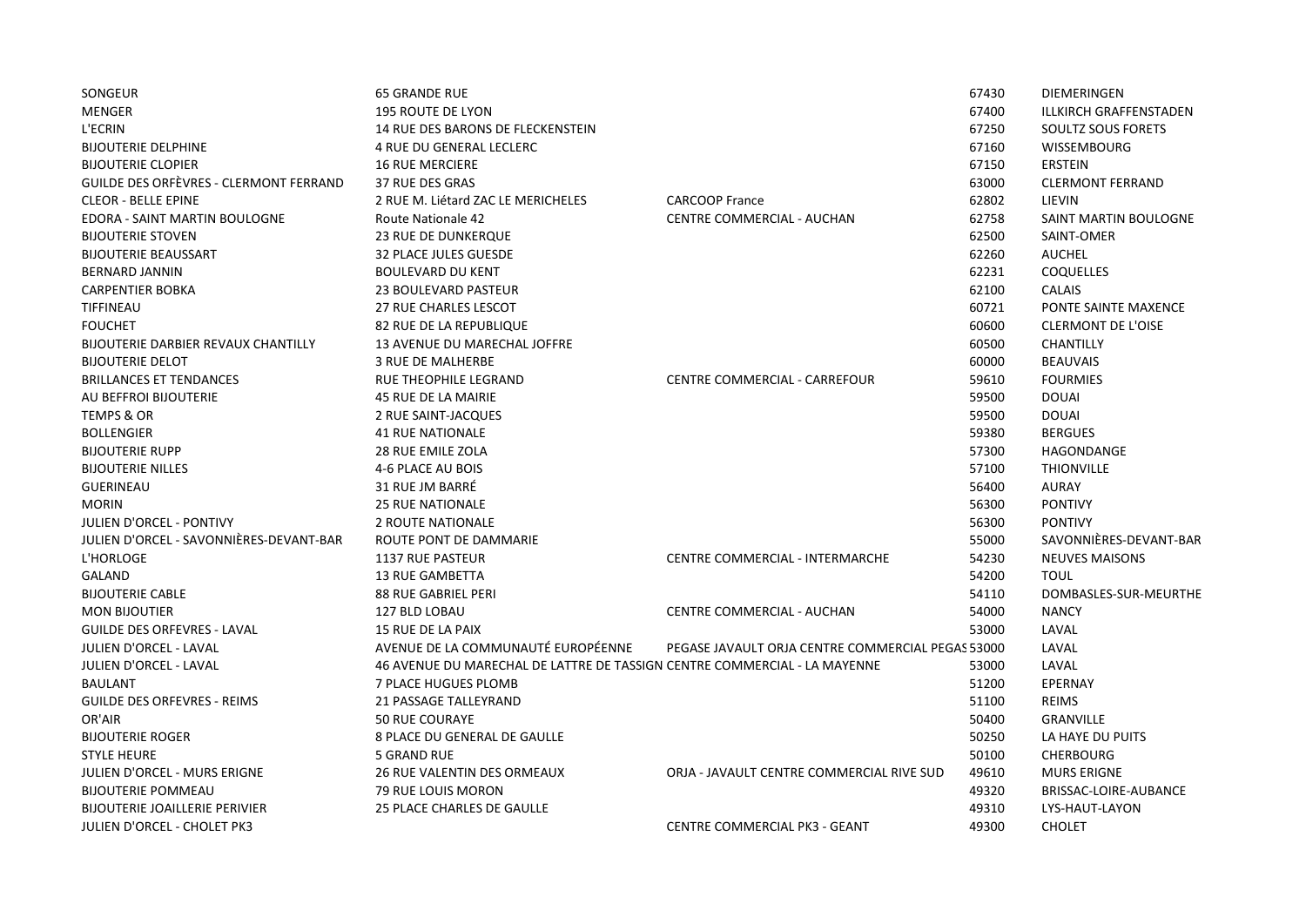| | | | | |
|---|---|---|---|---|
| SONGEUR | 65 GRANDE RUE | | 67430 | DIEMERINGEN |
| MENGER | 195 ROUTE DE LYON | | 67400 | ILLKIRCH GRAFFENSTADEN |
| L'ECRIN | 14 RUE DES BARONS DE FLECKENSTEIN | | 67250 | SOULTZ SOUS FORETS |
| BIJOUTERIE DELPHINE | 4 RUE DU GENERAL LECLERC | | 67160 | WISSEMBOURG |
| BIJOUTERIE CLOPIER | 16 RUE MERCIERE | | 67150 | ERSTEIN |
| GUILDE DES ORFÈVRES - CLERMONT FERRAND | 37 RUE DES GRAS | | 63000 | CLERMONT FERRAND |
| CLEOR - BELLE EPINE | 2 RUE M. Liétard ZAC LE MERICHELES | CARCOOP France | 62802 | LIEVIN |
| EDORA - SAINT MARTIN BOULOGNE | Route Nationale 42 | CENTRE COMMERCIAL - AUCHAN | 62758 | SAINT MARTIN BOULOGNE |
| BIJOUTERIE STOVEN | 23 RUE DE DUNKERQUE | | 62500 | SAINT-OMER |
| BIJOUTERIE BEAUSSART | 32 PLACE JULES GUESDE | | 62260 | AUCHEL |
| BERNARD JANNIN | BOULEVARD DU KENT | | 62231 | COQUELLES |
| CARPENTIER BOBKA | 23 BOULEVARD PASTEUR | | 62100 | CALAIS |
| TIFFINEAU | 27 RUE CHARLES LESCOT | | 60721 | PONTE SAINTE MAXENCE |
| FOUCHET | 82 RUE DE LA REPUBLIQUE | | 60600 | CLERMONT DE L'OISE |
| BIJOUTERIE DARBIER REVAUX CHANTILLY | 13 AVENUE DU MARECHAL JOFFRE | | 60500 | CHANTILLY |
| BIJOUTERIE DELOT | 3 RUE DE MALHERBE | | 60000 | BEAUVAIS |
| BRILLANCES ET TENDANCES | RUE THEOPHILE LEGRAND | CENTRE COMMERCIAL - CARREFOUR | 59610 | FOURMIES |
| AU BEFFROI BIJOUTERIE | 45 RUE DE LA MAIRIE | | 59500 | DOUAI |
| TEMPS & OR | 2 RUE SAINT-JACQUES | | 59500 | DOUAI |
| BOLLENGIER | 41 RUE NATIONALE | | 59380 | BERGUES |
| BIJOUTERIE RUPP | 28 RUE EMILE ZOLA | | 57300 | HAGONDANGE |
| BIJOUTERIE NILLES | 4-6 PLACE AU BOIS | | 57100 | THIONVILLE |
| GUERINEAU | 31 RUE JM BARRÉ | | 56400 | AURAY |
| MORIN | 25 RUE NATIONALE | | 56300 | PONTIVY |
| JULIEN D'ORCEL - PONTIVY | 2 ROUTE NATIONALE | | 56300 | PONTIVY |
| JULIEN D'ORCEL - SAVONNIÈRES-DEVANT-BAR | ROUTE PONT DE DAMMARIE | | 55000 | SAVONNIÈRES-DEVANT-BAR |
| L'HORLOGE | 1137 RUE PASTEUR | CENTRE COMMERCIAL - INTERMARCHE | 54230 | NEUVES MAISONS |
| GALAND | 13 RUE GAMBETTA | | 54200 | TOUL |
| BIJOUTERIE CABLE | 88 RUE GABRIEL PERI | | 54110 | DOMBASLES-SUR-MEURTHE |
| MON BIJOUTIER | 127 BLD LOBAU | CENTRE COMMERCIAL - AUCHAN | 54000 | NANCY |
| GUILDE DES ORFEVRES - LAVAL | 15 RUE DE LA PAIX | | 53000 | LAVAL |
| JULIEN D'ORCEL - LAVAL | AVENUE DE LA COMMUNAUTÉ EUROPÉENNE | PEGASE JAVAULT ORJA CENTRE COMMERCIAL PEGAS | 53000 | LAVAL |
| JULIEN D'ORCEL - LAVAL | 46 AVENUE DU MARECHAL DE LATTRE DE TASSIGN | CENTRE COMMERCIAL - LA MAYENNE | 53000 | LAVAL |
| BAULANT | 7 PLACE HUGUES PLOMB | | 51200 | EPERNAY |
| GUILDE DES ORFEVRES - REIMS | 21 PASSAGE TALLEYRAND | | 51100 | REIMS |
| OR'AIR | 50 RUE COURAYE | | 50400 | GRANVILLE |
| BIJOUTERIE ROGER | 8 PLACE DU GENERAL DE GAULLE | | 50250 | LA HAYE DU PUITS |
| STYLE HEURE | 5 GRAND RUE | | 50100 | CHERBOURG |
| JULIEN D'ORCEL - MURS ERIGNE | 26 RUE VALENTIN DES ORMEAUX | ORJA - JAVAULT CENTRE COMMERCIAL RIVE SUD | 49610 | MURS ERIGNE |
| BIJOUTERIE POMMEAU | 79 RUE LOUIS MORON | | 49320 | BRISSAC-LOIRE-AUBANCE |
| BIJOUTERIE JOAILLERIE PERIVIER | 25 PLACE CHARLES DE GAULLE | | 49310 | LYS-HAUT-LAYON |
| JULIEN D'ORCEL - CHOLET PK3 | | CENTRE COMMERCIAL PK3 - GEANT | 49300 | CHOLET |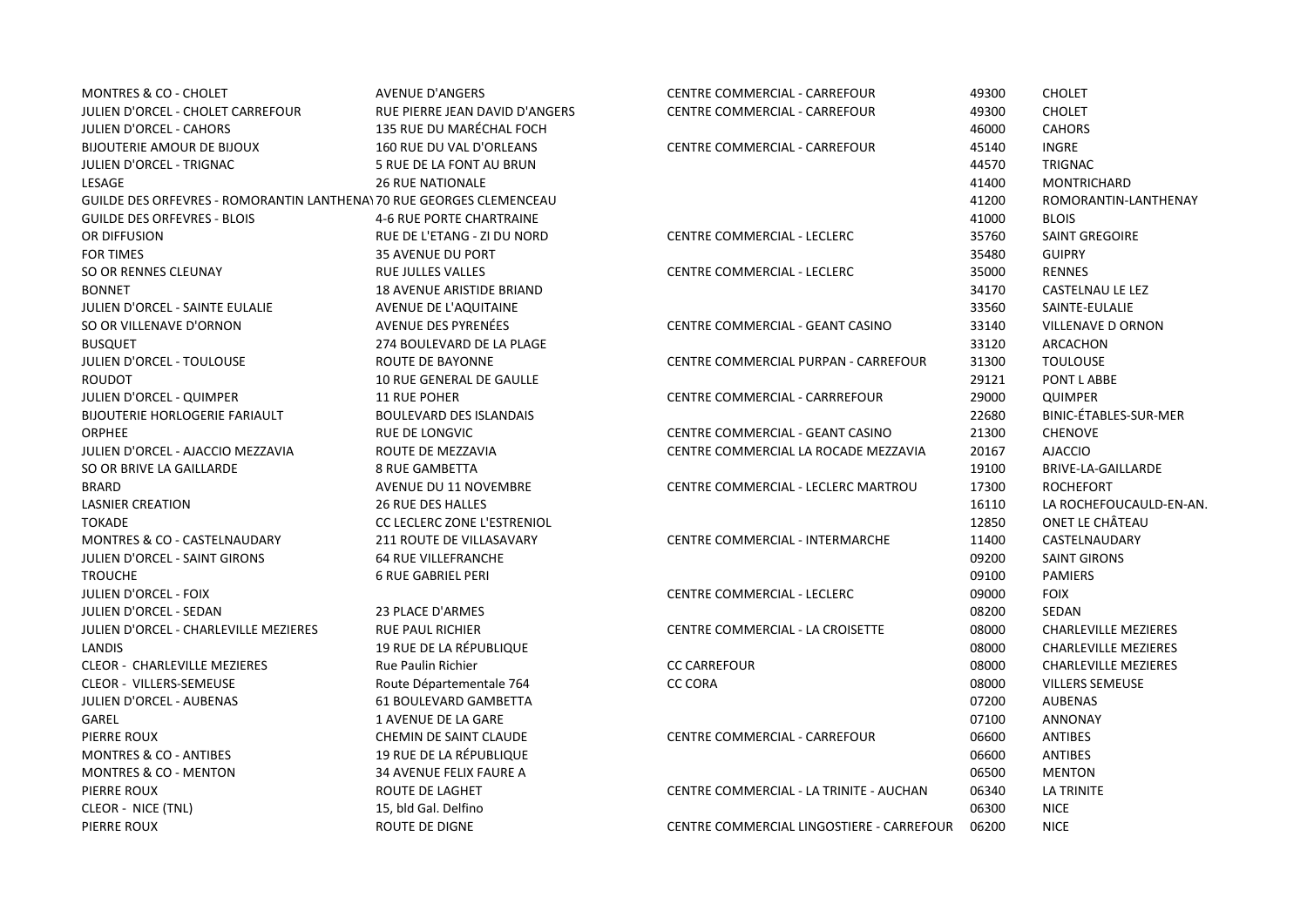| | | | | |
|---|---|---|---|---|
| MONTRES & CO - CHOLET | AVENUE D'ANGERS | CENTRE COMMERCIAL - CARREFOUR | 49300 | CHOLET |
| JULIEN D'ORCEL - CHOLET CARREFOUR | RUE PIERRE JEAN DAVID D'ANGERS | CENTRE COMMERCIAL - CARREFOUR | 49300 | CHOLET |
| JULIEN D'ORCEL - CAHORS | 135 RUE DU MARÉCHAL FOCH | | 46000 | CAHORS |
| BIJOUTERIE AMOUR DE BIJOUX | 160 RUE DU VAL D'ORLEANS | CENTRE COMMERCIAL - CARREFOUR | 45140 | INGRE |
| JULIEN D'ORCEL - TRIGNAC | 5 RUE DE LA FONT AU BRUN | | 44570 | TRIGNAC |
| LESAGE | 26 RUE NATIONALE | | 41400 | MONTRICHARD |
| GUILDE DES ORFEVRES - ROMORANTIN LANTHENAY | 70 RUE GEORGES CLEMENCEAU | | 41200 | ROMORANTIN-LANTHENAY |
| GUILDE DES ORFEVRES - BLOIS | 4-6 RUE PORTE CHARTRAINE | | 41000 | BLOIS |
| OR DIFFUSION | RUE DE L'ETANG - ZI DU NORD | CENTRE COMMERCIAL - LECLERC | 35760 | SAINT GREGOIRE |
| FOR TIMES | 35 AVENUE DU PORT | | 35480 | GUIPRY |
| SO OR RENNES CLEUNAY | RUE JULLES VALLES | CENTRE COMMERCIAL - LECLERC | 35000 | RENNES |
| BONNET | 18 AVENUE ARISTIDE BRIAND | | 34170 | CASTELNAU LE LEZ |
| JULIEN D'ORCEL - SAINTE EULALIE | AVENUE DE L'AQUITAINE | | 33560 | SAINTE-EULALIE |
| SO OR VILLENAVE D'ORNON | AVENUE DES PYRENÉES | CENTRE COMMERCIAL - GEANT CASINO | 33140 | VILLENAVE D ORNON |
| BUSQUET | 274 BOULEVARD DE LA PLAGE | | 33120 | ARCACHON |
| JULIEN D'ORCEL - TOULOUSE | ROUTE DE BAYONNE | CENTRE COMMERCIAL PURPAN - CARREFOUR | 31300 | TOULOUSE |
| ROUDOT | 10 RUE GENERAL DE GAULLE | | 29121 | PONT L ABBE |
| JULIEN D'ORCEL - QUIMPER | 11 RUE POHER | CENTRE COMMERCIAL - CARRREFOUR | 29000 | QUIMPER |
| BIJOUTERIE HORLOGERIE FARIAULT | BOULEVARD DES ISLANDAIS | | 22680 | BINIC-ÉTABLES-SUR-MER |
| ORPHEE | RUE DE LONGVIC | CENTRE COMMERCIAL - GEANT CASINO | 21300 | CHENOVE |
| JULIEN D'ORCEL - AJACCIO MEZZAVIA | ROUTE DE MEZZAVIA | CENTRE COMMERCIAL LA ROCADE MEZZAVIA | 20167 | AJACCIO |
| SO OR BRIVE LA GAILLARDE | 8 RUE GAMBETTA | | 19100 | BRIVE-LA-GAILLARDE |
| BRARD | AVENUE DU 11 NOVEMBRE | CENTRE COMMERCIAL - LECLERC MARTROU | 17300 | ROCHEFORT |
| LASNIER CREATION | 26 RUE DES HALLES | | 16110 | LA ROCHEFOUCAULD-EN-AN. |
| TOKADE | CC LECLERC ZONE L'ESTRENIOL | | 12850 | ONET LE CHÂTEAU |
| MONTRES & CO - CASTELNAUDARY | 211 ROUTE DE VILLASAVARY | CENTRE COMMERCIAL - INTERMARCHE | 11400 | CASTELNAUDARY |
| JULIEN D'ORCEL - SAINT GIRONS | 64 RUE VILLEFRANCHE | | 09200 | SAINT GIRONS |
| TROUCHE | 6 RUE GABRIEL PERI | | 09100 | PAMIERS |
| JULIEN D'ORCEL - FOIX | | CENTRE COMMERCIAL - LECLERC | 09000 | FOIX |
| JULIEN D'ORCEL - SEDAN | 23 PLACE D'ARMES | | 08200 | SEDAN |
| JULIEN D'ORCEL - CHARLEVILLE MEZIERES | RUE PAUL RICHIER | CENTRE COMMERCIAL - LA CROISETTE | 08000 | CHARLEVILLE MEZIERES |
| LANDIS | 19 RUE DE LA RÉPUBLIQUE | | 08000 | CHARLEVILLE MEZIERES |
| CLEOR - CHARLEVILLE MEZIERES | Rue Paulin Richier | CC CARREFOUR | 08000 | CHARLEVILLE MEZIERES |
| CLEOR - VILLERS-SEMEUSE | Route Départementale 764 | CC CORA | 08000 | VILLERS SEMEUSE |
| JULIEN D'ORCEL - AUBENAS | 61 BOULEVARD GAMBETTA | | 07200 | AUBENAS |
| GAREL | 1 AVENUE DE LA GARE | | 07100 | ANNONAY |
| PIERRE ROUX | CHEMIN DE SAINT CLAUDE | CENTRE COMMERCIAL - CARREFOUR | 06600 | ANTIBES |
| MONTRES & CO - ANTIBES | 19 RUE DE LA RÉPUBLIQUE | | 06600 | ANTIBES |
| MONTRES & CO - MENTON | 34 AVENUE FELIX FAURE A | | 06500 | MENTON |
| PIERRE ROUX | ROUTE DE LAGHET | CENTRE COMMERCIAL - LA TRINITE - AUCHAN | 06340 | LA TRINITE |
| CLEOR - NICE (TNL) | 15, bld Gal. Delfino | | 06300 | NICE |
| PIERRE ROUX | ROUTE DE DIGNE | CENTRE COMMERCIAL LINGOSTIERE - CARREFOUR | 06200 | NICE |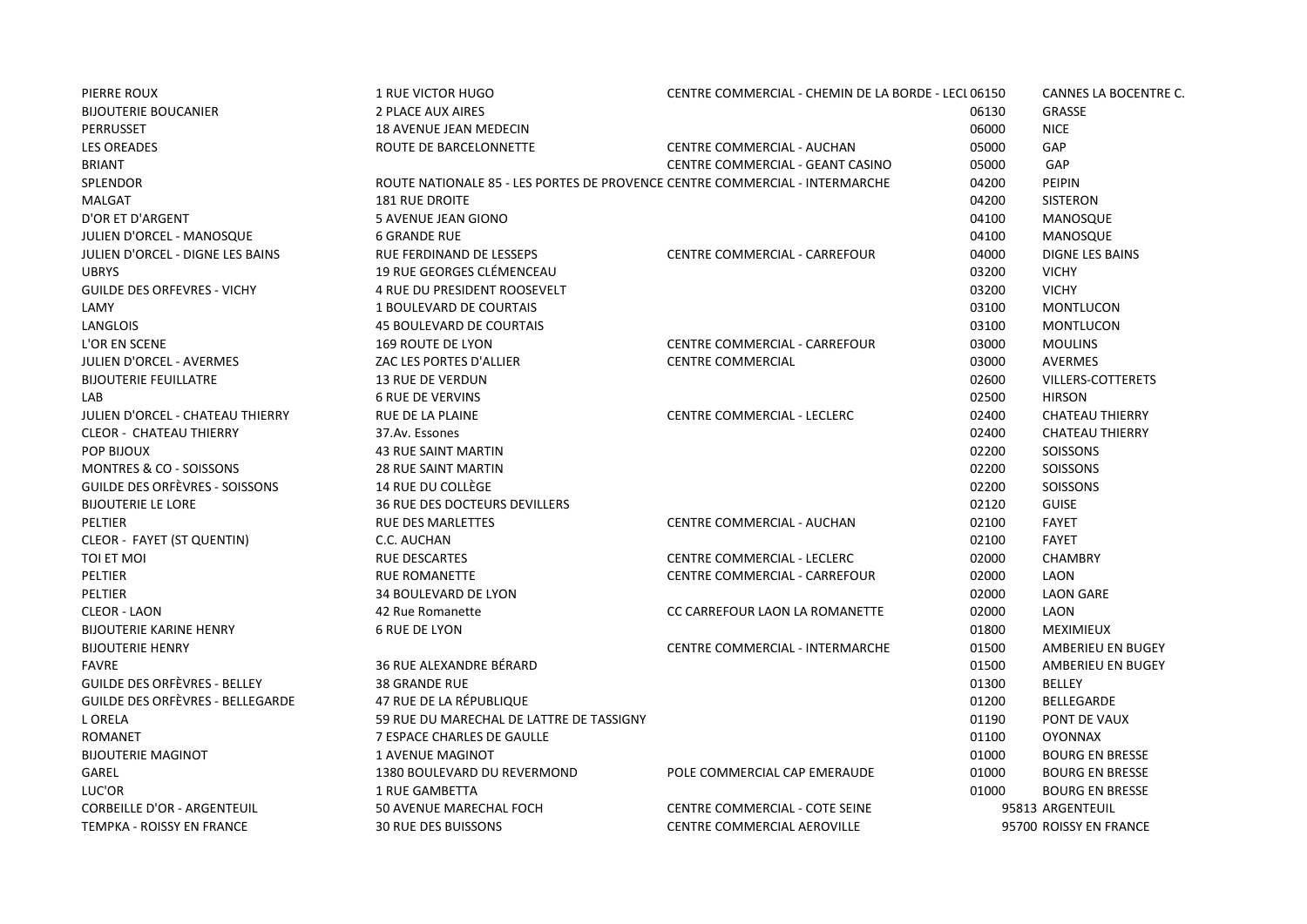| | | | | |
|---|---|---|---|---|
| PIERRE ROUX | 1 RUE VICTOR HUGO | CENTRE COMMERCIAL - CHEMIN DE LA BORDE - LECL | 06150 | CANNES LA BOCENTRE C. |
| BIJOUTERIE BOUCANIER | 2 PLACE AUX AIRES | | 06130 | GRASSE |
| PERRUSSET | 18 AVENUE JEAN MEDECIN | | 06000 | NICE |
| LES OREADES | ROUTE DE BARCELONNETTE | CENTRE COMMERCIAL - AUCHAN | 05000 | GAP |
| BRIANT | | CENTRE COMMERCIAL - GEANT CASINO | 05000 | GAP |
| SPLENDOR | ROUTE NATIONALE 85 - LES PORTES DE PROVENCE | CENTRE COMMERCIAL - INTERMARCHE | 04200 | PEIPIN |
| MALGAT | 181 RUE DROITE | | 04200 | SISTERON |
| D'OR ET D'ARGENT | 5 AVENUE JEAN GIONO | | 04100 | MANOSQUE |
| JULIEN D'ORCEL - MANOSQUE | 6 GRANDE RUE | | 04100 | MANOSQUE |
| JULIEN D'ORCEL - DIGNE LES BAINS | RUE FERDINAND DE LESSEPS | CENTRE COMMERCIAL - CARREFOUR | 04000 | DIGNE LES BAINS |
| UBRYS | 19 RUE GEORGES CLÉMENCEAU | | 03200 | VICHY |
| GUILDE DES ORFEVRES - VICHY | 4 RUE DU PRESIDENT ROOSEVELT | | 03200 | VICHY |
| LAMY | 1 BOULEVARD DE COURTAIS | | 03100 | MONTLUCON |
| LANGLOIS | 45 BOULEVARD DE COURTAIS | | 03100 | MONTLUCON |
| L'OR EN SCENE | 169 ROUTE DE LYON | CENTRE COMMERCIAL - CARREFOUR | 03000 | MOULINS |
| JULIEN D'ORCEL - AVERMES | ZAC LES PORTES D'ALLIER | CENTRE COMMERCIAL | 03000 | AVERMES |
| BIJOUTERIE FEUILLATRE | 13 RUE DE VERDUN | | 02600 | VILLERS-COTTERETS |
| LAB | 6 RUE DE VERVINS | | 02500 | HIRSON |
| JULIEN D'ORCEL - CHATEAU THIERRY | RUE DE LA PLAINE | CENTRE COMMERCIAL - LECLERC | 02400 | CHATEAU THIERRY |
| CLEOR - CHATEAU THIERRY | 37.Av. Essones | | 02400 | CHATEAU THIERRY |
| POP BIJOUX | 43 RUE SAINT MARTIN | | 02200 | SOISSONS |
| MONTRES & CO - SOISSONS | 28 RUE SAINT MARTIN | | 02200 | SOISSONS |
| GUILDE DES ORFÈVRES - SOISSONS | 14 RUE DU COLLÈGE | | 02200 | SOISSONS |
| BIJOUTERIE LE LORE | 36 RUE DES DOCTEURS DEVILLERS | | 02120 | GUISE |
| PELTIER | RUE DES MARLETTES | CENTRE COMMERCIAL - AUCHAN | 02100 | FAYET |
| CLEOR - FAYET (ST QUENTIN) | C.C. AUCHAN | | 02100 | FAYET |
| TOI ET MOI | RUE DESCARTES | CENTRE COMMERCIAL - LECLERC | 02000 | CHAMBRY |
| PELTIER | RUE ROMANETTE | CENTRE COMMERCIAL - CARREFOUR | 02000 | LAON |
| PELTIER | 34 BOULEVARD DE LYON | | 02000 | LAON GARE |
| CLEOR - LAON | 42 Rue Romanette | CC CARREFOUR LAON LA ROMANETTE | 02000 | LAON |
| BIJOUTERIE KARINE HENRY | 6 RUE DE LYON | | 01800 | MEXIMIEUX |
| BIJOUTERIE HENRY | | CENTRE COMMERCIAL - INTERMARCHE | 01500 | AMBERIEU EN BUGEY |
| FAVRE | 36 RUE ALEXANDRE BÉRARD | | 01500 | AMBERIEU EN BUGEY |
| GUILDE DES ORFÈVRES - BELLEY | 38 GRANDE RUE | | 01300 | BELLEY |
| GUILDE DES ORFÈVRES - BELLEGARDE | 47 RUE DE LA RÉPUBLIQUE | | 01200 | BELLEGARDE |
| L ORELA | 59 RUE DU MARECHAL DE LATTRE DE TASSIGNY | | 01190 | PONT DE VAUX |
| ROMANET | 7 ESPACE CHARLES DE GAULLE | | 01100 | OYONNAX |
| BIJOUTERIE MAGINOT | 1 AVENUE MAGINOT | | 01000 | BOURG EN BRESSE |
| GAREL | 1380 BOULEVARD DU REVERMOND | POLE COMMERCIAL CAP EMERAUDE | 01000 | BOURG EN BRESSE |
| LUC'OR | 1 RUE GAMBETTA | | 01000 | BOURG EN BRESSE |
| CORBEILLE D'OR - ARGENTEUIL | 50 AVENUE MARECHAL FOCH | CENTRE COMMERCIAL - COTE SEINE | 95813 | ARGENTEUIL |
| TEMPKA - ROISSY EN FRANCE | 30 RUE DES BUISSONS | CENTRE COMMERCIAL AEROVILLE | 95700 | ROISSY EN FRANCE |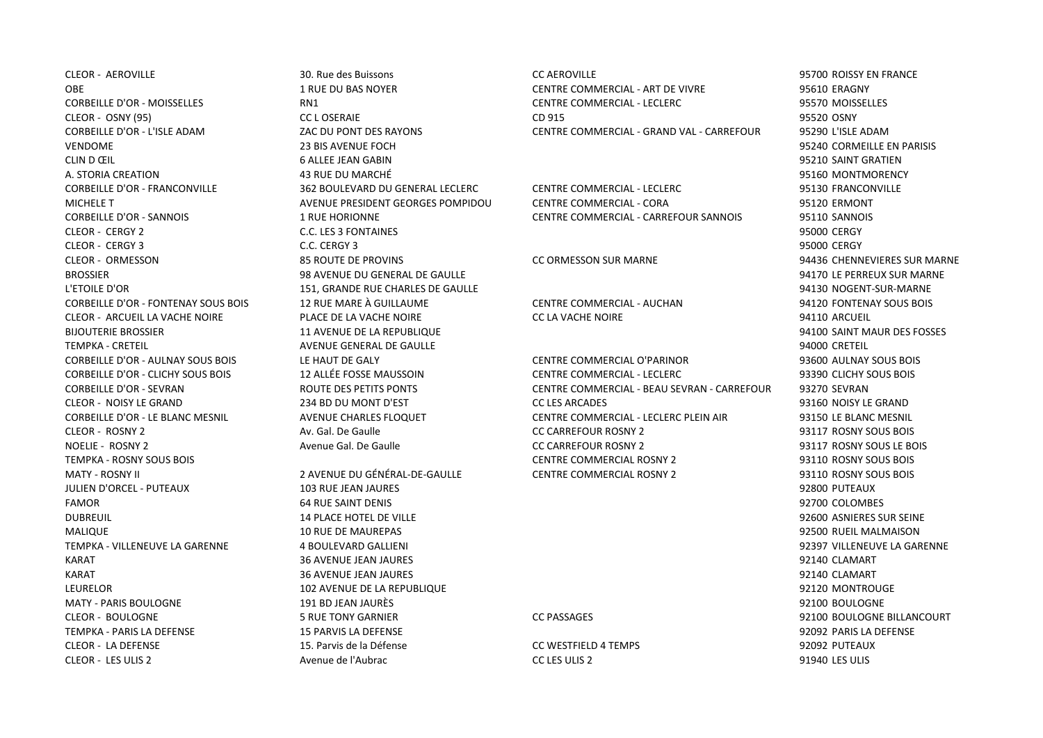| | | | |
|---|---|---|---|
| CLEOR - AEROVILLE | 30. Rue des Buissons | CC AEROVILLE | 95700 ROISSY EN FRANCE |
| OBE | 1 RUE DU BAS NOYER | CENTRE COMMERCIAL - ART DE VIVRE | 95610 ERAGNY |
| CORBEILLE D'OR - MOISSELLES | RN1 | CENTRE COMMERCIAL - LECLERC | 95570 MOISSELLES |
| CLEOR - OSNY (95) | CC L OSERAIE | CD 915 | 95520 OSNY |
| CORBEILLE D'OR - L'ISLE ADAM | ZAC DU PONT DES RAYONS | CENTRE COMMERCIAL - GRAND VAL - CARREFOUR | 95290 L'ISLE ADAM |
| VENDOME | 23 BIS AVENUE FOCH | | 95240 CORMEILLE EN PARISIS |
| CLIN D ŒIL | 6 ALLEE JEAN GABIN | | 95210 SAINT GRATIEN |
| A. STORIA CREATION | 43 RUE DU MARCHÉ | | 95160 MONTMORENCY |
| CORBEILLE D'OR - FRANCONVILLE | 362 BOULEVARD DU GENERAL LECLERC | CENTRE COMMERCIAL - LECLERC | 95130 FRANCONVILLE |
| MICHELE T | AVENUE PRESIDENT GEORGES POMPIDOU | CENTRE COMMERCIAL - CORA | 95120 ERMONT |
| CORBEILLE D'OR - SANNOIS | 1 RUE HORIONNE | CENTRE COMMERCIAL - CARREFOUR SANNOIS | 95110 SANNOIS |
| CLEOR - CERGY 2 | C.C. LES 3 FONTAINES | | 95000 CERGY |
| CLEOR - CERGY 3 | C.C. CERGY 3 | | 95000 CERGY |
| CLEOR - ORMESSON | 85 ROUTE DE PROVINS | CC ORMESSON SUR MARNE | 94436 CHENNEVIERES SUR MARNE |
| BROSSIER | 98 AVENUE DU GENERAL DE GAULLE | | 94170 LE PERREUX SUR MARNE |
| L'ETOILE D'OR | 151, GRANDE RUE CHARLES DE GAULLE | | 94130 NOGENT-SUR-MARNE |
| CORBEILLE D'OR - FONTENAY SOUS BOIS | 12 RUE MARE À GUILLAUME | CENTRE COMMERCIAL - AUCHAN | 94120 FONTENAY SOUS BOIS |
| CLEOR - ARCUEIL LA VACHE NOIRE | PLACE DE LA VACHE NOIRE | CC LA VACHE NOIRE | 94110 ARCUEIL |
| BIJOUTERIE BROSSIER | 11 AVENUE DE LA REPUBLIQUE | | 94100 SAINT MAUR DES FOSSES |
| TEMPKA - CRETEIL | AVENUE GENERAL DE GAULLE | | 94000 CRETEIL |
| CORBEILLE D'OR - AULNAY SOUS BOIS | LE HAUT DE GALY | CENTRE COMMERCIAL O'PARINOR | 93600 AULNAY SOUS BOIS |
| CORBEILLE D'OR - CLICHY SOUS BOIS | 12 ALLÉE FOSSE MAUSSOIN | CENTRE COMMERCIAL - LECLERC | 93390 CLICHY SOUS BOIS |
| CORBEILLE D'OR - SEVRAN | ROUTE DES PETITS PONTS | CENTRE COMMERCIAL - BEAU SEVRAN - CARREFOUR | 93270 SEVRAN |
| CLEOR - NOISY LE GRAND | 234 BD DU MONT D'EST | CC LES ARCADES | 93160 NOISY LE GRAND |
| CORBEILLE D'OR - LE BLANC MESNIL | AVENUE CHARLES FLOQUET | CENTRE COMMERCIAL - LECLERC PLEIN AIR | 93150 LE BLANC MESNIL |
| CLEOR - ROSNY 2 | Av. Gal. De Gaulle | CC CARREFOUR ROSNY 2 | 93117 ROSNY SOUS BOIS |
| NOELIE - ROSNY 2 | Avenue Gal. De Gaulle | CC CARREFOUR ROSNY 2 | 93117 ROSNY SOUS LE BOIS |
| TEMPKA - ROSNY SOUS BOIS | | CENTRE COMMERCIAL ROSNY 2 | 93110 ROSNY SOUS BOIS |
| MATY - ROSNY II | 2 AVENUE DU GÉNÉRAL-DE-GAULLE | CENTRE COMMERCIAL ROSNY 2 | 93110 ROSNY SOUS BOIS |
| JULIEN D'ORCEL - PUTEAUX | 103 RUE JEAN JAURES | | 92800 PUTEAUX |
| FAMOR | 64 RUE SAINT DENIS | | 92700 COLOMBES |
| DUBREUIL | 14 PLACE HOTEL DE VILLE | | 92600 ASNIERES SUR SEINE |
| MALIQUE | 10 RUE DE MAUREPAS | | 92500 RUEIL MALMAISON |
| TEMPKA - VILLENEUVE LA GARENNE | 4 BOULEVARD GALLIENI | | 92397 VILLENEUVE LA GARENNE |
| KARAT | 36 AVENUE JEAN JAURES | | 92140 CLAMART |
| KARAT | 36 AVENUE JEAN JAURES | | 92140 CLAMART |
| LEURELOR | 102 AVENUE DE LA REPUBLIQUE | | 92120 MONTROUGE |
| MATY - PARIS BOULOGNE | 191 BD JEAN JAURÈS | | 92100 BOULOGNE |
| CLEOR - BOULOGNE | 5 RUE TONY GARNIER | CC PASSAGES | 92100 BOULOGNE BILLANCOURT |
| TEMPKA - PARIS LA DEFENSE | 15 PARVIS LA DEFENSE | | 92092 PARIS LA DEFENSE |
| CLEOR - LA DEFENSE | 15. Parvis de la Défense | CC WESTFIELD 4 TEMPS | 92092 PUTEAUX |
| CLEOR - LES ULIS 2 | Avenue de l'Aubrac | CC LES ULIS 2 | 91940 LES ULIS |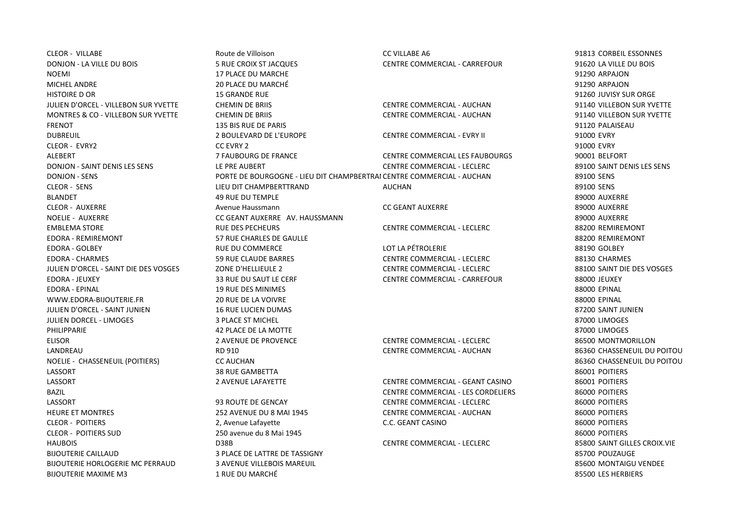| | | | |
|---|---|---|---|
| CLEOR - VILLABE | Route de Villoison | CC VILLABE A6 | 91813 CORBEIL ESSONNES |
| DONJON - LA VILLE DU BOIS | 5 RUE CROIX ST JACQUES | CENTRE COMMERCIAL - CARREFOUR | 91620 LA VILLE DU BOIS |
| NOEMI | 17 PLACE DU MARCHE | | 91290 ARPAJON |
| MICHEL ANDRE | 20 PLACE DU MARCHÉ | | 91290 ARPAJON |
| HISTOIRE D OR | 15 GRANDE RUE | | 91260 JUVISY SUR ORGE |
| JULIEN D'ORCEL - VILLEBON SUR YVETTE | CHEMIN DE BRIIS | CENTRE COMMERCIAL - AUCHAN | 91140 VILLEBON SUR YVETTE |
| MONTRES & CO - VILLEBON SUR YVETTE | CHEMIN DE BRIIS | CENTRE COMMERCIAL - AUCHAN | 91140 VILLEBON SUR YVETTE |
| FRENOT | 135 BIS RUE DE PARIS | | 91120 PALAISEAU |
| DUBREUIL | 2 BOULEVARD DE L'EUROPE | CENTRE COMMERCIAL - EVRY II | 91000 EVRY |
| CLEOR - EVRY2 | CC EVRY 2 | | 91000 EVRY |
| ALEBERT | 7 FAUBOURG DE FRANCE | CENTRE COMMERCIAL LES FAUBOURGS | 90001 BELFORT |
| DONJON - SAINT DENIS LES SENS | LE PRE AUBERT | CENTRE COMMERCIAL - LECLERC | 89100 SAINT DENIS LES SENS |
| DONJON - SENS | PORTE DE BOURGOGNE - LIEU DIT CHAMPBERTRAI | CENTRE COMMERCIAL - AUCHAN | 89100 SENS |
| CLEOR - SENS | LIEU DIT CHAMPBERTTRAND | AUCHAN | 89100 SENS |
| BLANDET | 49 RUE DU TEMPLE | | 89000 AUXERRE |
| CLEOR - AUXERRE | Avenue Haussmann | CC GEANT AUXERRE | 89000 AUXERRE |
| NOELIE - AUXERRE | CC GEANT AUXERRE AV. HAUSSMANN | | 89000 AUXERRE |
| EMBLEMA STORE | RUE DES PECHEURS | CENTRE COMMERCIAL - LECLERC | 88200 REMIREMONT |
| EDORA - REMIREMONT | 57 RUE CHARLES DE GAULLE | | 88200 REMIREMONT |
| EDORA - GOLBEY | RUE DU COMMERCE | LOT LA PÉTROLERIE | 88190 GOLBEY |
| EDORA - CHARMES | 59 RUE CLAUDE BARRES | CENTRE COMMERCIAL - LECLERC | 88130 CHARMES |
| JULIEN D'ORCEL - SAINT DIE DES VOSGES | ZONE D'HELLIEULE 2 | CENTRE COMMERCIAL - LECLERC | 88100 SAINT DIE DES VOSGES |
| EDORA - JEUXEY | 33 RUE DU SAUT LE CERF | CENTRE COMMERCIAL - CARREFOUR | 88000 JEUXEY |
| EDORA - EPINAL | 19 RUE DES MINIMES | | 88000 EPINAL |
| WWW.EDORA-BIJOUTERIE.FR | 20 RUE DE LA VOIVRE | | 88000 EPINAL |
| JULIEN D'ORCEL - SAINT JUNIEN | 16 RUE LUCIEN DUMAS | | 87200 SAINT JUNIEN |
| JULIEN DORCEL - LIMOGES | 3 PLACE ST MICHEL | | 87000 LIMOGES |
| PHILIPPARIE | 42 PLACE DE LA MOTTE | | 87000 LIMOGES |
| ELISOR | 2 AVENUE DE PROVENCE | CENTRE COMMERCIAL - LECLERC | 86500 MONTMORILLON |
| LANDREAU | RD 910 | CENTRE COMMERCIAL - AUCHAN | 86360 CHASSENEUIL DU POITOU |
| NOELIE - CHASSENEUIL (POITIERS) | CC AUCHAN | | 86360 CHASSENEUIL DU POITOU |
| LASSORT | 38 RUE GAMBETTA | | 86001 POITIERS |
| LASSORT | 2 AVENUE LAFAYETTE | CENTRE COMMERCIAL - GEANT CASINO | 86001 POITIERS |
| BAZIL | | CENTRE COMMERCIAL - LES CORDELIERS | 86000 POITIERS |
| LASSORT | 93 ROUTE DE GENCAY | CENTRE COMMERCIAL - LECLERC | 86000 POITIERS |
| HEURE ET MONTRES | 252 AVENUE DU 8 MAI 1945 | CENTRE COMMERCIAL - AUCHAN | 86000 POITIERS |
| CLEOR - POITIERS | 2, Avenue Lafayette | C.C. GEANT CASINO | 86000 POITIERS |
| CLEOR - POITIERS SUD | 250 avenue du 8 Mai 1945 | | 86000 POITIERS |
| HAUBOIS | D38B | CENTRE COMMERCIAL - LECLERC | 85800 SAINT GILLES CROIX.VIE |
| BIJOUTERIE CAILLAUD | 3 PLACE DE LATTRE DE TASSIGNY | | 85700 POUZAUGE |
| BIJOUTERIE HORLOGERIE MC PERRAUD | 3 AVENUE VILLEBOIS MAREUIL | | 85600 MONTAIGU VENDEE |
| BIJOUTERIE MAXIME M3 | 1 RUE DU MARCHÉ | | 85500 LES HERBIERS |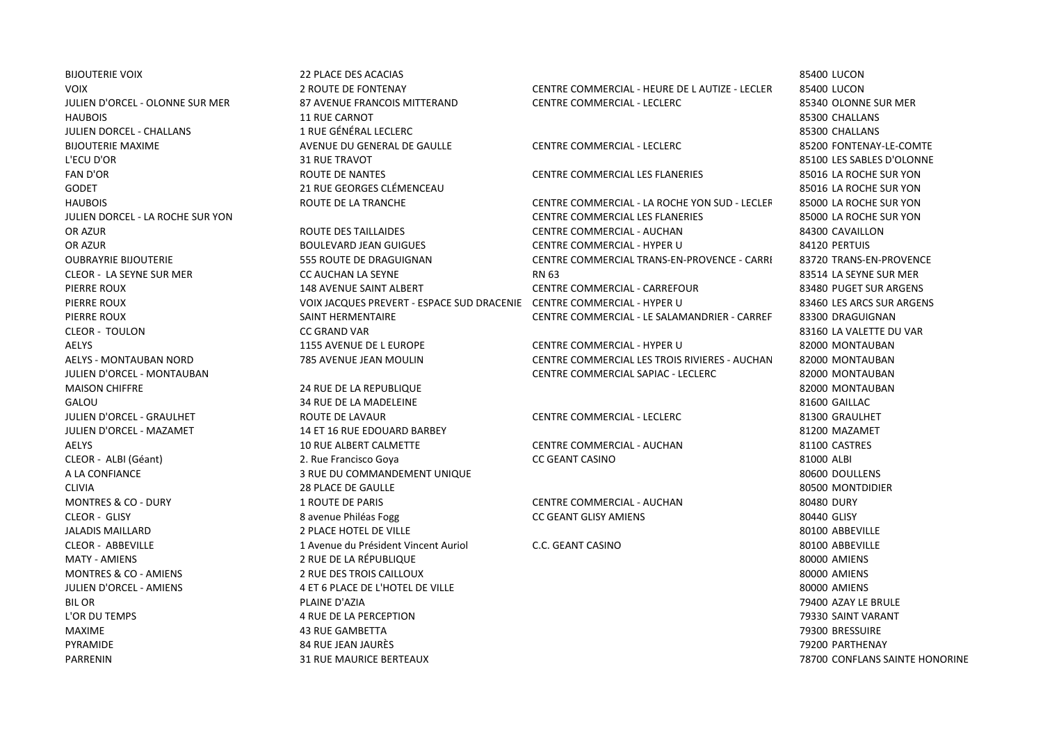| | | | |
|---|---|---|---|
| BIJOUTERIE VOIX | 22 PLACE DES ACACIAS | | 85400 LUCON |
| VOIX | 2 ROUTE DE FONTENAY | CENTRE COMMERCIAL - HEURE DE L AUTIZE - LECLER | 85400 LUCON |
| JULIEN D'ORCEL - OLONNE SUR MER | 87 AVENUE FRANCOIS MITTERAND | CENTRE COMMERCIAL - LECLERC | 85340 OLONNE SUR MER |
| HAUBOIS | 11 RUE CARNOT | | 85300 CHALLANS |
| JULIEN DORCEL - CHALLANS | 1 RUE GÉNÉRAL LECLERC | | 85300 CHALLANS |
| BIJOUTERIE MAXIME | AVENUE DU GENERAL DE GAULLE | CENTRE COMMERCIAL - LECLERC | 85200 FONTENAY-LE-COMTE |
| L'ECU D'OR | 31 RUE TRAVOT | | 85100 LES SABLES D'OLONNE |
| FAN D'OR | ROUTE DE NANTES | CENTRE COMMERCIAL LES FLANERIES | 85016 LA ROCHE SUR YON |
| GODET | 21 RUE GEORGES CLÉMENCEAU | | 85016 LA ROCHE SUR YON |
| HAUBOIS | ROUTE DE LA TRANCHE | CENTRE COMMERCIAL - LA ROCHE YON SUD - LECLER | 85000 LA ROCHE SUR YON |
| JULIEN DORCEL - LA ROCHE SUR YON | | CENTRE COMMERCIAL LES FLANERIES | 85000 LA ROCHE SUR YON |
| OR AZUR | ROUTE DES TAILLAIDES | CENTRE COMMERCIAL - AUCHAN | 84300 CAVAILLON |
| OR AZUR | BOULEVARD JEAN GUIGUES | CENTRE COMMERCIAL - HYPER U | 84120 PERTUIS |
| OUBRAYRIE BIJOUTERIE | 555 ROUTE DE DRAGUIGNAN | CENTRE COMMERCIAL TRANS-EN-PROVENCE - CARRI | 83720 TRANS-EN-PROVENCE |
| CLEOR - LA SEYNE SUR MER | CC AUCHAN LA SEYNE | RN 63 | 83514 LA SEYNE SUR MER |
| PIERRE ROUX | 148 AVENUE SAINT ALBERT | CENTRE COMMERCIAL - CARREFOUR | 83480 PUGET SUR ARGENS |
| PIERRE ROUX | VOIX JACQUES PREVERT - ESPACE SUD DRACENIE | CENTRE COMMERCIAL - HYPER U | 83460 LES ARCS SUR ARGENS |
| PIERRE ROUX | SAINT HERMENTAIRE | CENTRE COMMERCIAL - LE SALAMANDRIER - CARREF | 83300 DRAGUIGNAN |
| CLEOR - TOULON | CC GRAND VAR | | 83160 LA VALETTE DU VAR |
| AELYS | 1155 AVENUE DE L EUROPE | CENTRE COMMERCIAL - HYPER U | 82000 MONTAUBAN |
| AELYS - MONTAUBAN NORD | 785 AVENUE JEAN MOULIN | CENTRE COMMERCIAL LES TROIS RIVIERES - AUCHAN | 82000 MONTAUBAN |
| JULIEN D'ORCEL - MONTAUBAN | | CENTRE COMMERCIAL SAPIAC - LECLERC | 82000 MONTAUBAN |
| MAISON CHIFFRE | 24 RUE DE LA REPUBLIQUE | | 82000 MONTAUBAN |
| GALOU | 34 RUE DE LA MADELEINE | | 81600 GAILLAC |
| JULIEN D'ORCEL - GRAULHET | ROUTE DE LAVAUR | CENTRE COMMERCIAL - LECLERC | 81300 GRAULHET |
| JULIEN D'ORCEL - MAZAMET | 14 ET 16 RUE EDOUARD BARBEY | | 81200 MAZAMET |
| AELYS | 10 RUE ALBERT CALMETTE | CENTRE COMMERCIAL - AUCHAN | 81100 CASTRES |
| CLEOR - ALBI (Géant) | 2. Rue Francisco Goya | CC GEANT CASINO | 81000 ALBI |
| A LA CONFIANCE | 3 RUE DU COMMANDEMENT UNIQUE | | 80600 DOULLENS |
| CLIVIA | 28 PLACE DE GAULLE | | 80500 MONTDIDIER |
| MONTRES & CO - DURY | 1 ROUTE DE PARIS | CENTRE COMMERCIAL - AUCHAN | 80480 DURY |
| CLEOR - GLISY | 8 avenue Philéas Fogg | CC GEANT GLISY AMIENS | 80440 GLISY |
| JALADIS MAILLARD | 2 PLACE HOTEL DE VILLE | | 80100 ABBEVILLE |
| CLEOR - ABBEVILLE | 1 Avenue du Président Vincent Auriol | C.C. GEANT CASINO | 80100 ABBEVILLE |
| MATY - AMIENS | 2 RUE DE LA RÉPUBLIQUE | | 80000 AMIENS |
| MONTRES & CO - AMIENS | 2 RUE DES TROIS CAILLOUX | | 80000 AMIENS |
| JULIEN D'ORCEL - AMIENS | 4 ET 6 PLACE DE L'HOTEL DE VILLE | | 80000 AMIENS |
| BIL OR | PLAINE D'AZIA | | 79400 AZAY LE BRULE |
| L'OR DU TEMPS | 4 RUE DE LA PERCEPTION | | 79330 SAINT VARANT |
| MAXIME | 43 RUE GAMBETTA | | 79300 BRESSUIRE |
| PYRAMIDE | 84 RUE JEAN JAURÈS | | 79200 PARTHENAY |
| PARRENIN | 31 RUE MAURICE BERTEAUX | | 78700 CONFLANS SAINTE HONORINE |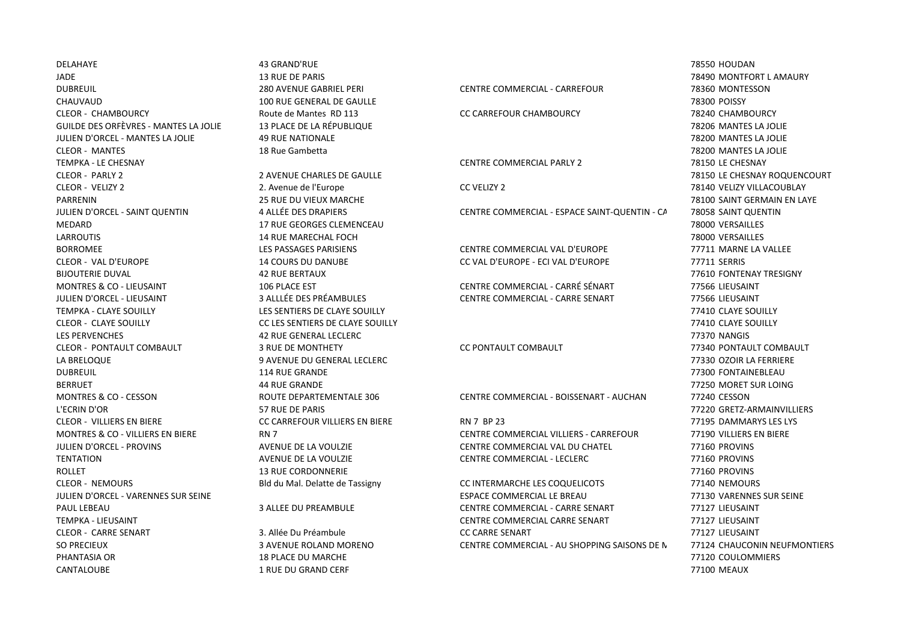| | | | |
|---|---|---|---|
| DELAHAYE | 43 GRAND'RUE | | 78550 HOUDAN |
| JADE | 13 RUE DE PARIS | | 78490 MONTFORT L AMAURY |
| DUBREUIL | 280 AVENUE GABRIEL PERI | CENTRE COMMERCIAL - CARREFOUR | 78360 MONTESSON |
| CHAUVAUD | 100 RUE GENERAL DE GAULLE | | 78300 POISSY |
| CLEOR - CHAMBOURCY | Route de Mantes RD 113 | CC CARREFOUR CHAMBOURCY | 78240 CHAMBOURCY |
| GUILDE DES ORFÈVRES - MANTES LA JOLIE | 13 PLACE DE LA RÉPUBLIQUE | | 78206 MANTES LA JOLIE |
| JULIEN D'ORCEL - MANTES LA JOLIE | 49 RUE NATIONALE | | 78200 MANTES LA JOLIE |
| CLEOR - MANTES | 18 Rue Gambetta | | 78200 MANTES LA JOLIE |
| TEMPKA - LE CHESNAY | | CENTRE COMMERCIAL PARLY 2 | 78150 LE CHESNAY |
| CLEOR - PARLY 2 | 2 AVENUE CHARLES DE GAULLE | | 78150 LE CHESNAY ROQUENCOURT |
| CLEOR - VELIZY 2 | 2. Avenue de l'Europe | CC VELIZY 2 | 78140 VELIZY VILLACOUBLAY |
| PARRENIN | 25 RUE DU VIEUX MARCHE | | 78100 SAINT GERMAIN EN LAYE |
| JULIEN D'ORCEL - SAINT QUENTIN | 4 ALLÉE DES DRAPIERS | CENTRE COMMERCIAL - ESPACE SAINT-QUENTIN - CA | 78058 SAINT QUENTIN |
| MEDARD | 17 RUE GEORGES CLEMENCEAU | | 78000 VERSAILLES |
| LARROUTIS | 14 RUE MARECHAL FOCH | | 78000 VERSAILLES |
| BORROMEE | LES PASSAGES PARISIENS | CENTRE COMMERCIAL VAL D'EUROPE | 77711 MARNE LA VALLEE |
| CLEOR - VAL D'EUROPE | 14 COURS DU DANUBE | CC VAL D'EUROPE - ECI VAL D'EUROPE | 77711 SERRIS |
| BIJOUTERIE DUVAL | 42 RUE BERTAUX | | 77610 FONTENAY TRESIGNY |
| MONTRES & CO - LIEUSAINT | 106 PLACE EST | CENTRE COMMERCIAL - CARRÉ SÉNART | 77566 LIEUSAINT |
| JULIEN D'ORCEL - LIEUSAINT | 3 ALLLÉE DES PRÉAMBULES | CENTRE COMMERCIAL - CARRE SENART | 77566 LIEUSAINT |
| TEMPKA - CLAYE SOUILLY | LES SENTIERS DE CLAYE SOUILLY | | 77410 CLAYE SOUILLY |
| CLEOR - CLAYE SOUILLY | CC LES SENTIERS DE CLAYE SOUILLY | | 77410 CLAYE SOUILLY |
| LES PERVENCHES | 42 RUE GENERAL LECLERC | | 77370 NANGIS |
| CLEOR - PONTAULT COMBAULT | 3 RUE DE MONTHETY | CC PONTAULT COMBAULT | 77340 PONTAULT COMBAULT |
| LA BRELOQUE | 9 AVENUE DU GENERAL LECLERC | | 77330 OZOIR LA FERRIERE |
| DUBREUIL | 114 RUE GRANDE | | 77300 FONTAINEBLEAU |
| BERRUET | 44 RUE GRANDE | | 77250 MORET SUR LOING |
| MONTRES & CO - CESSON | ROUTE DEPARTEMENTALE 306 | CENTRE COMMERCIAL - BOISSENART - AUCHAN | 77240 CESSON |
| L'ECRIN D'OR | 57 RUE DE PARIS | | 77220 GRETZ-ARMAINVILLIERS |
| CLEOR - VILLIERS EN BIERE | CC CARREFOUR VILLIERS EN BIERE | RN 7 BP 23 | 77195 DAMMARYS LES LYS |
| MONTRES & CO - VILLIERS EN BIERE | RN 7 | CENTRE COMMERCIAL VILLIERS - CARREFOUR | 77190 VILLIERS EN BIERE |
| JULIEN D'ORCEL - PROVINS | AVENUE DE LA VOULZIE | CENTRE COMMERCIAL VAL DU CHATEL | 77160 PROVINS |
| TENTATION | AVENUE DE LA VOULZIE | CENTRE COMMERCIAL - LECLERC | 77160 PROVINS |
| ROLLET | 13 RUE CORDONNERIE | | 77160 PROVINS |
| CLEOR - NEMOURS | Bld du Mal. Delatte de Tassigny | CC INTERMARCHE LES COQUELICOTS | 77140 NEMOURS |
| JULIEN D'ORCEL - VARENNES SUR SEINE | | ESPACE COMMERCIAL LE BREAU | 77130 VARENNES SUR SEINE |
| PAUL LEBEAU | 3 ALLEE DU PREAMBULE | CENTRE COMMERCIAL - CARRE SENART | 77127 LIEUSAINT |
| TEMPKA - LIEUSAINT | | CENTRE COMMERCIAL CARRE SENART | 77127 LIEUSAINT |
| CLEOR - CARRE SENART | 3. Allée Du Préambule | CC CARRE SENART | 77127 LIEUSAINT |
| SO PRECIEUX | 3 AVENUE ROLAND MORENO | CENTRE COMMERCIAL - AU SHOPPING SAISONS DE M | 77124 CHAUCONIN NEUFMONTIERS |
| PHANTASIA OR | 18 PLACE DU MARCHE | | 77120 COULOMMIERS |
| CANTALOUBE | 1 RUE DU GRAND CERF | | 77100 MEAUX |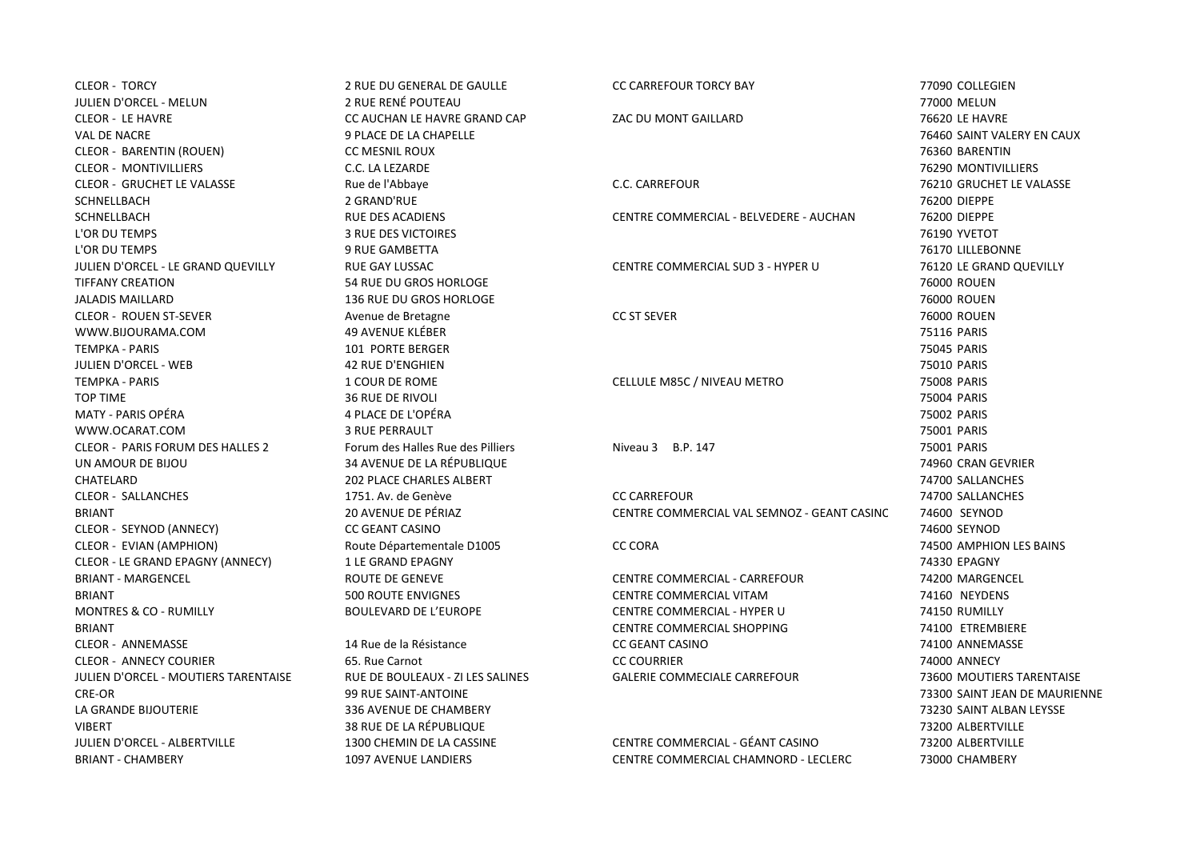| | | | |
|---|---|---|---|
| CLEOR - TORCY | 2 RUE DU GENERAL DE GAULLE | CC CARREFOUR TORCY BAY | 77090 COLLEGIEN |
| JULIEN D'ORCEL - MELUN | 2 RUE RENÉ POUTEAU | | 77000 MELUN |
| CLEOR - LE HAVRE | CC AUCHAN LE HAVRE GRAND CAP | ZAC DU MONT GAILLARD | 76620 LE HAVRE |
| VAL DE NACRE | 9 PLACE DE LA CHAPELLE | | 76460 SAINT VALERY EN CAUX |
| CLEOR - BARENTIN (ROUEN) | CC MESNIL ROUX | | 76360 BARENTIN |
| CLEOR - MONTIVILLIERS | C.C. LA LEZARDE | | 76290 MONTIVILLIERS |
| CLEOR - GRUCHET LE VALASSE | Rue de l'Abbaye | C.C. CARREFOUR | 76210 GRUCHET LE VALASSE |
| SCHNELLBACH | 2 GRAND'RUE | | 76200 DIEPPE |
| SCHNELLBACH | RUE DES ACADIENS | CENTRE COMMERCIAL - BELVEDERE - AUCHAN | 76200 DIEPPE |
| L'OR DU TEMPS | 3 RUE DES VICTOIRES | | 76190 YVETOT |
| L'OR DU TEMPS | 9 RUE GAMBETTA | | 76170 LILLEBONNE |
| JULIEN D'ORCEL - LE GRAND QUEVILLY | RUE GAY LUSSAC | CENTRE COMMERCIAL SUD 3 - HYPER U | 76120 LE GRAND QUEVILLY |
| TIFFANY CREATION | 54 RUE DU GROS HORLOGE | | 76000 ROUEN |
| JALADIS MAILLARD | 136 RUE DU GROS HORLOGE | | 76000 ROUEN |
| CLEOR - ROUEN ST-SEVER | Avenue de Bretagne | CC ST SEVER | 76000 ROUEN |
| WWW.BIJOURAMA.COM | 49 AVENUE KLÉBER | | 75116 PARIS |
| TEMPKA - PARIS | 101 PORTE BERGER | | 75045 PARIS |
| JULIEN D'ORCEL - WEB | 42 RUE D'ENGHIEN | | 75010 PARIS |
| TEMPKA - PARIS | 1 COUR DE ROME | CELLULE M85C / NIVEAU METRO | 75008 PARIS |
| TOP TIME | 36 RUE DE RIVOLI | | 75004 PARIS |
| MATY - PARIS OPÉRA | 4 PLACE DE L'OPÉRA | | 75002 PARIS |
| WWW.OCARAT.COM | 3 RUE PERRAULT | | 75001 PARIS |
| CLEOR - PARIS FORUM DES HALLES 2 | Forum des Halles Rue des Pilliers | Niveau 3 B.P. 147 | 75001 PARIS |
| UN AMOUR DE BIJOU | 34 AVENUE DE LA RÉPUBLIQUE | | 74960 CRAN GEVRIER |
| CHATELARD | 202 PLACE CHARLES ALBERT | | 74700 SALLANCHES |
| CLEOR - SALLANCHES | 1751. Av. de Genève | CC CARREFOUR | 74700 SALLANCHES |
| BRIANT | 20 AVENUE DE PÉRIAZ | CENTRE COMMERCIAL VAL SEMNOZ - GEANT CASINC | 74600 SEYNOD |
| CLEOR - SEYNOD (ANNECY) | CC GEANT CASINO | | 74600 SEYNOD |
| CLEOR - EVIAN (AMPHION) | Route Départementale D1005 | CC CORA | 74500 AMPHION LES BAINS |
| CLEOR - LE GRAND EPAGNY (ANNECY) | 1 LE GRAND EPAGNY | | 74330 EPAGNY |
| BRIANT - MARGENCEL | ROUTE DE GENEVE | CENTRE COMMERCIAL - CARREFOUR | 74200 MARGENCEL |
| BRIANT | 500 ROUTE ENVIGNES | CENTRE COMMERCIAL VITAM | 74160 NEYDENS |
| MONTRES & CO - RUMILLY | BOULEVARD DE L'EUROPE | CENTRE COMMERCIAL - HYPER U | 74150 RUMILLY |
| BRIANT | | CENTRE COMMERCIAL SHOPPING | 74100 ETREMBIERE |
| CLEOR - ANNEMASSE | 14 Rue de la Résistance | CC GEANT CASINO | 74100 ANNEMASSE |
| CLEOR - ANNECY COURIER | 65. Rue Carnot | CC COURRIER | 74000 ANNECY |
| JULIEN D'ORCEL - MOUTIERS TARENTAISE | RUE DE BOULEAUX - ZI LES SALINES | GALERIE COMMECIALE CARREFOUR | 73600 MOUTIERS TARENTAISE |
| CRE-OR | 99 RUE SAINT-ANTOINE | | 73300 SAINT JEAN DE MAURIENNE |
| LA GRANDE BIJOUTERIE | 336 AVENUE DE CHAMBERY | | 73230 SAINT ALBAN LEYSSE |
| VIBERT | 38 RUE DE LA RÉPUBLIQUE | | 73200 ALBERTVILLE |
| JULIEN D'ORCEL - ALBERTVILLE | 1300 CHEMIN DE LA CASSINE | CENTRE COMMERCIAL - GÉANT CASINO | 73200 ALBERTVILLE |
| BRIANT - CHAMBERY | 1097 AVENUE LANDIERS | CENTRE COMMERCIAL CHAMNORD - LECLERC | 73000 CHAMBERY |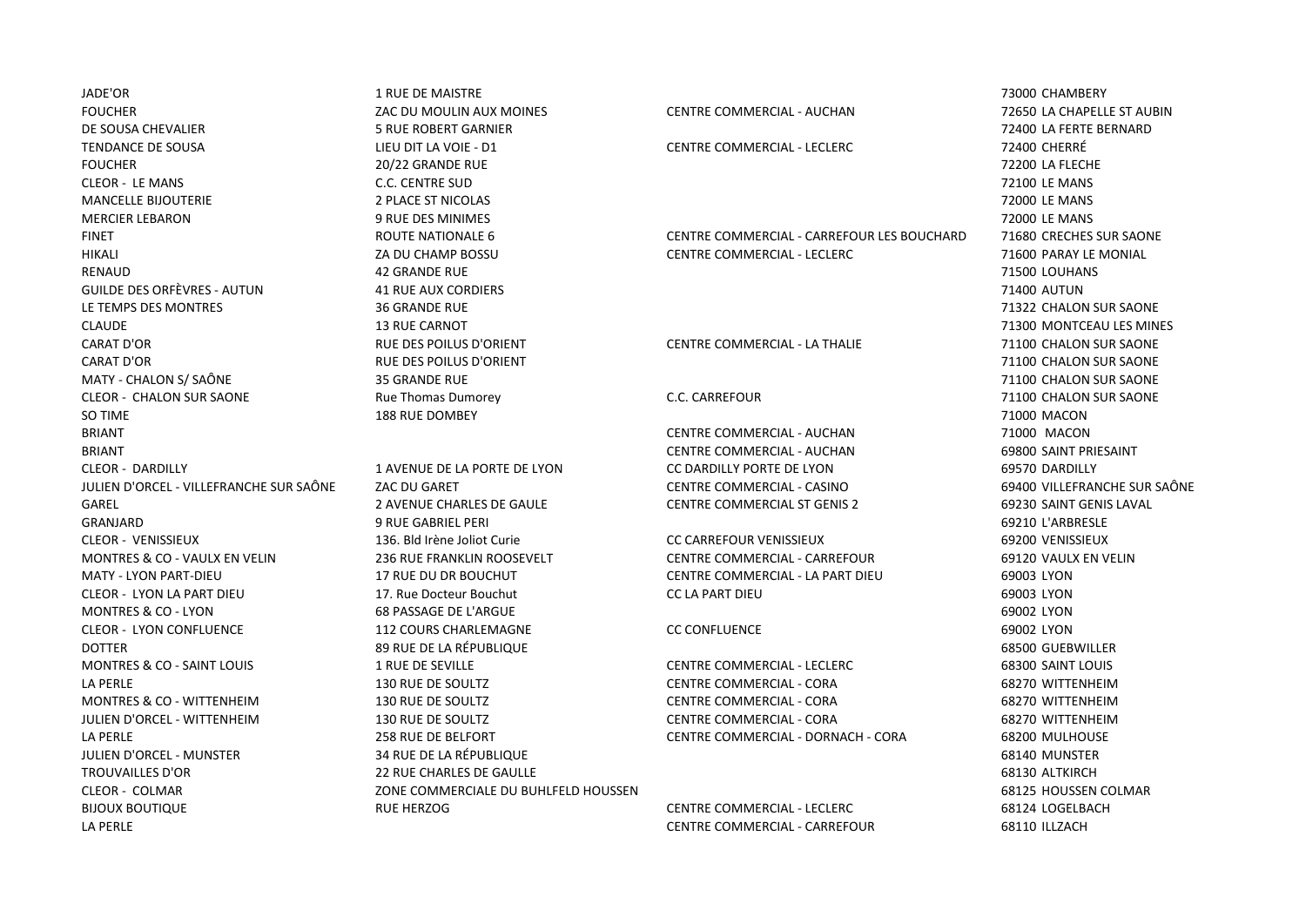| | | | |
|---|---|---|---|
| JADE'OR | 1 RUE DE MAISTRE | | 73000 CHAMBERY |
| FOUCHER | ZAC DU MOULIN AUX MOINES | CENTRE COMMERCIAL - AUCHAN | 72650 LA CHAPELLE ST AUBIN |
| DE SOUSA CHEVALIER | 5 RUE ROBERT GARNIER | | 72400 LA FERTE BERNARD |
| TENDANCE DE SOUSA | LIEU DIT LA VOIE - D1 | CENTRE COMMERCIAL - LECLERC | 72400 CHERRÉ |
| FOUCHER | 20/22 GRANDE RUE | | 72200 LA FLECHE |
| CLEOR - LE MANS | C.C. CENTRE SUD | | 72100 LE MANS |
| MANCELLE BIJOUTERIE | 2 PLACE ST NICOLAS | | 72000 LE MANS |
| MERCIER LEBARON | 9 RUE DES MINIMES | | 72000 LE MANS |
| FINET | ROUTE NATIONALE 6 | CENTRE COMMERCIAL - CARREFOUR LES BOUCHARD | 71680 CRECHES SUR SAONE |
| HIKALI | ZA DU CHAMP BOSSU | CENTRE COMMERCIAL - LECLERC | 71600 PARAY LE MONIAL |
| RENAUD | 42 GRANDE RUE | | 71500 LOUHANS |
| GUILDE DES ORFÈVRES - AUTUN | 41 RUE AUX CORDIERS | | 71400 AUTUN |
| LE TEMPS DES MONTRES | 36 GRANDE RUE | | 71322 CHALON SUR SAONE |
| CLAUDE | 13 RUE CARNOT | | 71300 MONTCEAU LES MINES |
| CARAT D'OR | RUE DES POILUS D'ORIENT | CENTRE COMMERCIAL - LA THALIE | 71100 CHALON SUR SAONE |
| CARAT D'OR | RUE DES POILUS D'ORIENT | | 71100 CHALON SUR SAONE |
| MATY - CHALON S/ SAÔNE | 35 GRANDE RUE | | 71100 CHALON SUR SAONE |
| CLEOR - CHALON SUR SAONE | Rue Thomas Dumorey | C.C. CARREFOUR | 71100 CHALON SUR SAONE |
| SO TIME | 188 RUE DOMBEY | | 71000 MACON |
| BRIANT | | CENTRE COMMERCIAL - AUCHAN | 71000 MACON |
| BRIANT | | CENTRE COMMERCIAL - AUCHAN | 69800 SAINT PRIESAINT |
| CLEOR - DARDILLY | 1 AVENUE DE LA PORTE DE LYON | CC DARDILLY PORTE DE LYON | 69570 DARDILLY |
| JULIEN D'ORCEL - VILLEFRANCHE SUR SAÔNE | ZAC DU GARET | CENTRE COMMERCIAL - CASINO | 69400 VILLEFRANCHE SUR SAÔNE |
| GAREL | 2 AVENUE CHARLES DE GAULE | CENTRE COMMERCIAL ST GENIS 2 | 69230 SAINT GENIS LAVAL |
| GRANJARD | 9 RUE GABRIEL PERI | | 69210 L'ARBRESLE |
| CLEOR - VENISSIEUX | 136. Bld Irène Joliot Curie | CC CARREFOUR VENISSIEUX | 69200 VENISSIEUX |
| MONTRES & CO - VAULX EN VELIN | 236 RUE FRANKLIN ROOSEVELT | CENTRE COMMERCIAL - CARREFOUR | 69120 VAULX EN VELIN |
| MATY - LYON PART-DIEU | 17 RUE DU DR BOUCHUT | CENTRE COMMERCIAL - LA PART DIEU | 69003 LYON |
| CLEOR - LYON LA PART DIEU | 17. Rue Docteur Bouchut | CC LA PART DIEU | 69003 LYON |
| MONTRES & CO - LYON | 68 PASSAGE DE L'ARGUE | | 69002 LYON |
| CLEOR - LYON CONFLUENCE | 112 COURS CHARLEMAGNE | CC CONFLUENCE | 69002 LYON |
| DOTTER | 89 RUE DE LA RÉPUBLIQUE | | 68500 GUEBWILLER |
| MONTRES & CO - SAINT LOUIS | 1 RUE DE SEVILLE | CENTRE COMMERCIAL - LECLERC | 68300 SAINT LOUIS |
| LA PERLE | 130 RUE DE SOULTZ | CENTRE COMMERCIAL - CORA | 68270 WITTENHEIM |
| MONTRES & CO - WITTENHEIM | 130 RUE DE SOULTZ | CENTRE COMMERCIAL - CORA | 68270 WITTENHEIM |
| JULIEN D'ORCEL - WITTENHEIM | 130 RUE DE SOULTZ | CENTRE COMMERCIAL - CORA | 68270 WITTENHEIM |
| LA PERLE | 258 RUE DE BELFORT | CENTRE COMMERCIAL - DORNACH - CORA | 68200 MULHOUSE |
| JULIEN D'ORCEL - MUNSTER | 34 RUE DE LA RÉPUBLIQUE | | 68140 MUNSTER |
| TROUVAILLES D'OR | 22 RUE CHARLES DE GAULLE | | 68130 ALTKIRCH |
| CLEOR - COLMAR | ZONE COMMERCIALE DU BUHLFELD HOUSSEN | | 68125 HOUSSEN COLMAR |
| BIJOUX BOUTIQUE | RUE HERZOG | CENTRE COMMERCIAL - LECLERC | 68124 LOGELBACH |
| LA PERLE | | CENTRE COMMERCIAL - CARREFOUR | 68110 ILLZACH |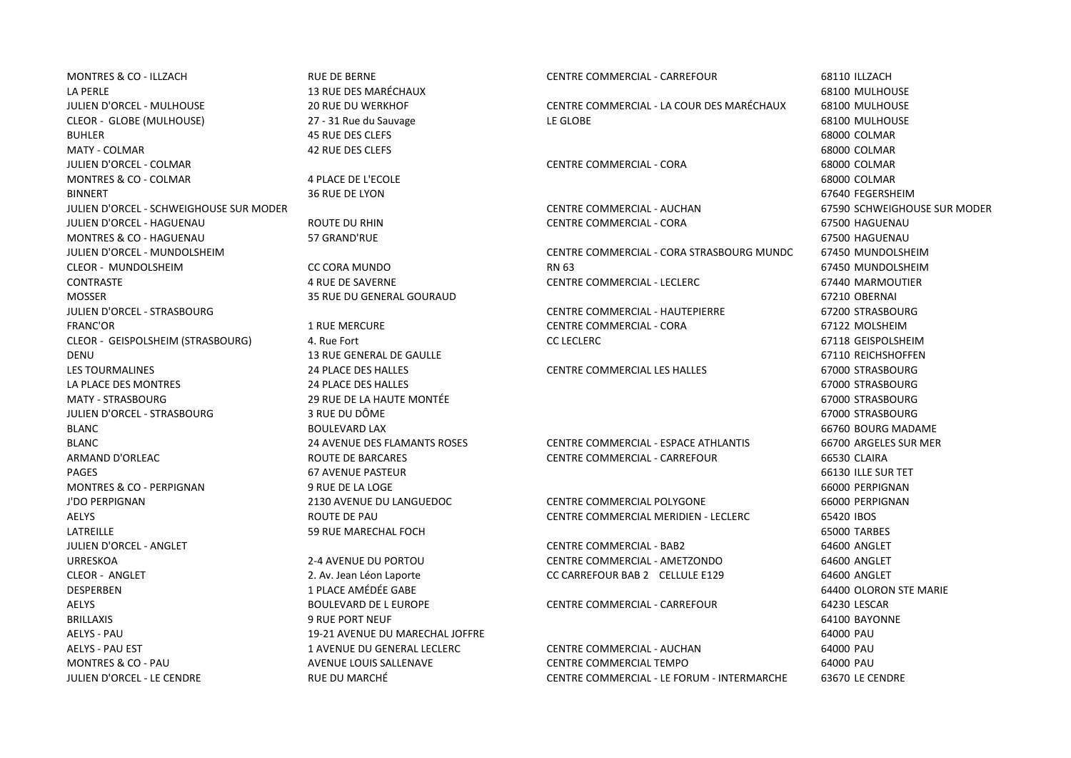| | | | |
|---|---|---|---|
| MONTRES & CO - ILLZACH | RUE DE BERNE | CENTRE COMMERCIAL - CARREFOUR | 68110 ILLZACH |
| LA PERLE | 13 RUE DES MARÉCHAUX | | 68100 MULHOUSE |
| JULIEN D'ORCEL - MULHOUSE | 20 RUE DU WERKHOF | CENTRE COMMERCIAL - LA COUR DES MARÉCHAUX | 68100 MULHOUSE |
| CLEOR - GLOBE (MULHOUSE) | 27 - 31 Rue du Sauvage | LE GLOBE | 68100 MULHOUSE |
| BUHLER | 45 RUE DES CLEFS | | 68000 COLMAR |
| MATY - COLMAR | 42 RUE DES CLEFS | | 68000 COLMAR |
| JULIEN D'ORCEL - COLMAR | | CENTRE COMMERCIAL - CORA | 68000 COLMAR |
| MONTRES & CO - COLMAR | 4 PLACE DE L'ECOLE | | 68000 COLMAR |
| BINNERT | 36 RUE DE LYON | | 67640 FEGERSHEIM |
| JULIEN D'ORCEL - SCHWEIGHOUSE SUR MODER | | CENTRE COMMERCIAL - AUCHAN | 67590 SCHWEIGHOUSE SUR MODER |
| JULIEN D'ORCEL - HAGUENAU | ROUTE DU RHIN | CENTRE COMMERCIAL - CORA | 67500 HAGUENAU |
| MONTRES & CO - HAGUENAU | 57 GRAND'RUE | | 67500 HAGUENAU |
| JULIEN D'ORCEL - MUNDOLSHEIM | | CENTRE COMMERCIAL - CORA STRASBOURG MUNDC | 67450 MUNDOLSHEIM |
| CLEOR - MUNDOLSHEIM | CC CORA MUNDO | RN 63 | 67450 MUNDOLSHEIM |
| CONTRASTE | 4 RUE DE SAVERNE | CENTRE COMMERCIAL - LECLERC | 67440 MARMOUTIER |
| MOSSER | 35 RUE DU GENERAL GOURAUD | | 67210 OBERNAI |
| JULIEN D'ORCEL - STRASBOURG | | CENTRE COMMERCIAL - HAUTEPIERRE | 67200 STRASBOURG |
| FRANC'OR | 1 RUE MERCURE | CENTRE COMMERCIAL - CORA | 67122 MOLSHEIM |
| CLEOR - GEISPOLSHEIM (STRASBOURG) | 4. Rue Fort | CC LECLERC | 67118 GEISPOLSHEIM |
| DENU | 13 RUE GENERAL DE GAULLE | | 67110 REICHSHOFFEN |
| LES TOURMALINES | 24 PLACE DES HALLES | CENTRE COMMERCIAL LES HALLES | 67000 STRASBOURG |
| LA PLACE DES MONTRES | 24 PLACE DES HALLES | | 67000 STRASBOURG |
| MATY - STRASBOURG | 29 RUE DE LA HAUTE MONTÉE | | 67000 STRASBOURG |
| JULIEN D'ORCEL - STRASBOURG | 3 RUE DU DÔME | | 67000 STRASBOURG |
| BLANC | BOULEVARD LAX | | 66760 BOURG MADAME |
| BLANC | 24 AVENUE DES FLAMANTS ROSES | CENTRE COMMERCIAL - ESPACE ATHLANTIS | 66700 ARGELES SUR MER |
| ARMAND D'ORLEAC | ROUTE DE BARCARES | CENTRE COMMERCIAL - CARREFOUR | 66530 CLAIRA |
| PAGES | 67 AVENUE PASTEUR | | 66130 ILLE SUR TET |
| MONTRES & CO - PERPIGNAN | 9 RUE DE LA LOGE | | 66000 PERPIGNAN |
| J'DO PERPIGNAN | 2130 AVENUE DU LANGUEDOC | CENTRE COMMERCIAL POLYGONE | 66000 PERPIGNAN |
| AELYS | ROUTE DE PAU | CENTRE COMMERCIAL MERIDIEN - LECLERC | 65420 IBOS |
| LATREILLE | 59 RUE MARECHAL FOCH | | 65000 TARBES |
| JULIEN D'ORCEL - ANGLET | | CENTRE COMMERCIAL - BAB2 | 64600 ANGLET |
| URRESKOA | 2-4 AVENUE DU PORTOU | CENTRE COMMERCIAL - AMETZONDO | 64600 ANGLET |
| CLEOR - ANGLET | 2. Av. Jean Léon Laporte | CC CARREFOUR BAB 2 CELLULE E129 | 64600 ANGLET |
| DESPERBEN | 1 PLACE AMÉDÉE GABE | | 64400 OLORON STE MARIE |
| AELYS | BOULEVARD DE L EUROPE | CENTRE COMMERCIAL - CARREFOUR | 64230 LESCAR |
| BRILLAXIS | 9 RUE PORT NEUF | | 64100 BAYONNE |
| AELYS - PAU | 19-21 AVENUE DU MARECHAL JOFFRE | | 64000 PAU |
| AELYS - PAU EST | 1 AVENUE DU GENERAL LECLERC | CENTRE COMMERCIAL - AUCHAN | 64000 PAU |
| MONTRES & CO - PAU | AVENUE LOUIS SALLENAVE | CENTRE COMMERCIAL TEMPO | 64000 PAU |
| JULIEN D'ORCEL - LE CENDRE | RUE DU MARCHÉ | CENTRE COMMERCIAL - LE FORUM - INTERMARCHE | 63670 LE CENDRE |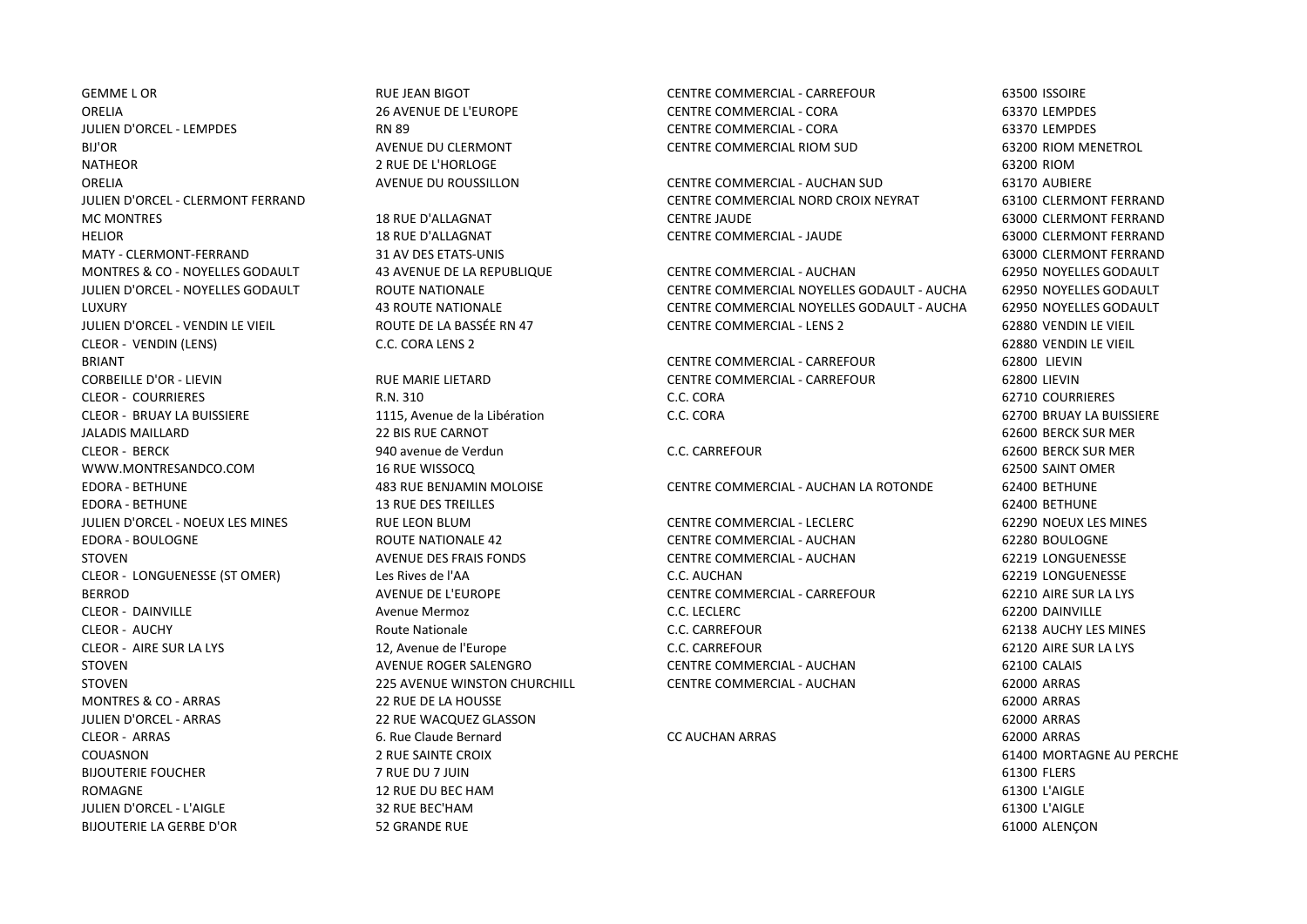| | | | |
|---|---|---|---|
| GEMME L OR | RUE JEAN BIGOT | CENTRE COMMERCIAL - CARREFOUR | 63500 ISSOIRE |
| ORELIA | 26 AVENUE DE L'EUROPE | CENTRE COMMERCIAL - CORA | 63370 LEMPDES |
| JULIEN D'ORCEL - LEMPDES | RN 89 | CENTRE COMMERCIAL - CORA | 63370 LEMPDES |
| BIJ'OR | AVENUE DU CLERMONT | CENTRE COMMERCIAL RIOM SUD | 63200 RIOM MENETROL |
| NATHEOR | 2 RUE DE L'HORLOGE | | 63200 RIOM |
| ORELIA | AVENUE DU ROUSSILLON | CENTRE COMMERCIAL - AUCHAN SUD | 63170 AUBIERE |
| JULIEN D'ORCEL - CLERMONT FERRAND | | CENTRE COMMERCIAL NORD CROIX NEYRAT | 63100 CLERMONT FERRAND |
| MC MONTRES | 18 RUE D'ALLAGNAT | CENTRE JAUDE | 63000 CLERMONT FERRAND |
| HELIOR | 18 RUE D'ALLAGNAT | CENTRE COMMERCIAL - JAUDE | 63000 CLERMONT FERRAND |
| MATY - CLERMONT-FERRAND | 31 AV DES ETATS-UNIS | | 63000 CLERMONT FERRAND |
| MONTRES & CO - NOYELLES GODAULT | 43 AVENUE DE LA REPUBLIQUE | CENTRE COMMERCIAL - AUCHAN | 62950 NOYELLES GODAULT |
| JULIEN D'ORCEL - NOYELLES GODAULT | ROUTE NATIONALE | CENTRE COMMERCIAL NOYELLES GODAULT - AUCHA | 62950 NOYELLES GODAULT |
| LUXURY | 43 ROUTE NATIONALE | CENTRE COMMERCIAL NOYELLES GODAULT - AUCHA | 62950 NOYELLES GODAULT |
| JULIEN D'ORCEL - VENDIN LE VIEIL | ROUTE DE LA BASSÉE RN 47 | CENTRE COMMERCIAL - LENS 2 | 62880 VENDIN LE VIEIL |
| CLEOR - VENDIN (LENS) | C.C. CORA LENS 2 | | 62880 VENDIN LE VIEIL |
| BRIANT | | CENTRE COMMERCIAL - CARREFOUR | 62800 LIEVIN |
| CORBEILLE D'OR - LIEVIN | RUE MARIE LIETARD | CENTRE COMMERCIAL - CARREFOUR | 62800 LIEVIN |
| CLEOR - COURRIERES | R.N. 310 | C.C. CORA | 62710 COURRIERES |
| CLEOR - BRUAY LA BUISSIERE | 1115, Avenue de la Libération | C.C. CORA | 62700 BRUAY LA BUISSIERE |
| JALADIS MAILLARD | 22 BIS RUE CARNOT | | 62600 BERCK SUR MER |
| CLEOR - BERCK | 940 avenue de Verdun | C.C. CARREFOUR | 62600 BERCK SUR MER |
| WWW.MONTRESANDCO.COM | 16 RUE WISSOCQ | | 62500 SAINT OMER |
| EDORA - BETHUNE | 483 RUE BENJAMIN MOLOISE | CENTRE COMMERCIAL - AUCHAN LA ROTONDE | 62400 BETHUNE |
| EDORA - BETHUNE | 13 RUE DES TREILLES | | 62400 BETHUNE |
| JULIEN D'ORCEL - NOEUX LES MINES | RUE LEON BLUM | CENTRE COMMERCIAL - LECLERC | 62290 NOEUX LES MINES |
| EDORA - BOULOGNE | ROUTE NATIONALE 42 | CENTRE COMMERCIAL - AUCHAN | 62280 BOULOGNE |
| STOVEN | AVENUE DES FRAIS FONDS | CENTRE COMMERCIAL - AUCHAN | 62219 LONGUENESSE |
| CLEOR - LONGUENESSE (ST OMER) | Les Rives de l'AA | C.C. AUCHAN | 62219 LONGUENESSE |
| BERROD | AVENUE DE L'EUROPE | CENTRE COMMERCIAL - CARREFOUR | 62210 AIRE SUR LA LYS |
| CLEOR - DAINVILLE | Avenue Mermoz | C.C. LECLERC | 62200 DAINVILLE |
| CLEOR - AUCHY | Route Nationale | C.C. CARREFOUR | 62138 AUCHY LES MINES |
| CLEOR - AIRE SUR LA LYS | 12, Avenue de l'Europe | C.C. CARREFOUR | 62120 AIRE SUR LA LYS |
| STOVEN | AVENUE ROGER SALENGRO | CENTRE COMMERCIAL - AUCHAN | 62100 CALAIS |
| STOVEN | 225 AVENUE WINSTON CHURCHILL | CENTRE COMMERCIAL - AUCHAN | 62000 ARRAS |
| MONTRES & CO - ARRAS | 22 RUE DE LA HOUSSE | | 62000 ARRAS |
| JULIEN D'ORCEL - ARRAS | 22 RUE WACQUEZ GLASSON | | 62000 ARRAS |
| CLEOR - ARRAS | 6. Rue Claude Bernard | CC AUCHAN ARRAS | 62000 ARRAS |
| COUASNON | 2 RUE SAINTE CROIX | | 61400 MORTAGNE AU PERCHE |
| BIJOUTERIE FOUCHER | 7 RUE DU 7 JUIN | | 61300 FLERS |
| ROMAGNE | 12 RUE DU BEC HAM | | 61300 L'AIGLE |
| JULIEN D'ORCEL - L'AIGLE | 32 RUE BEC'HAM | | 61300 L'AIGLE |
| BIJOUTERIE LA GERBE D'OR | 52 GRANDE RUE | | 61000 ALENÇON |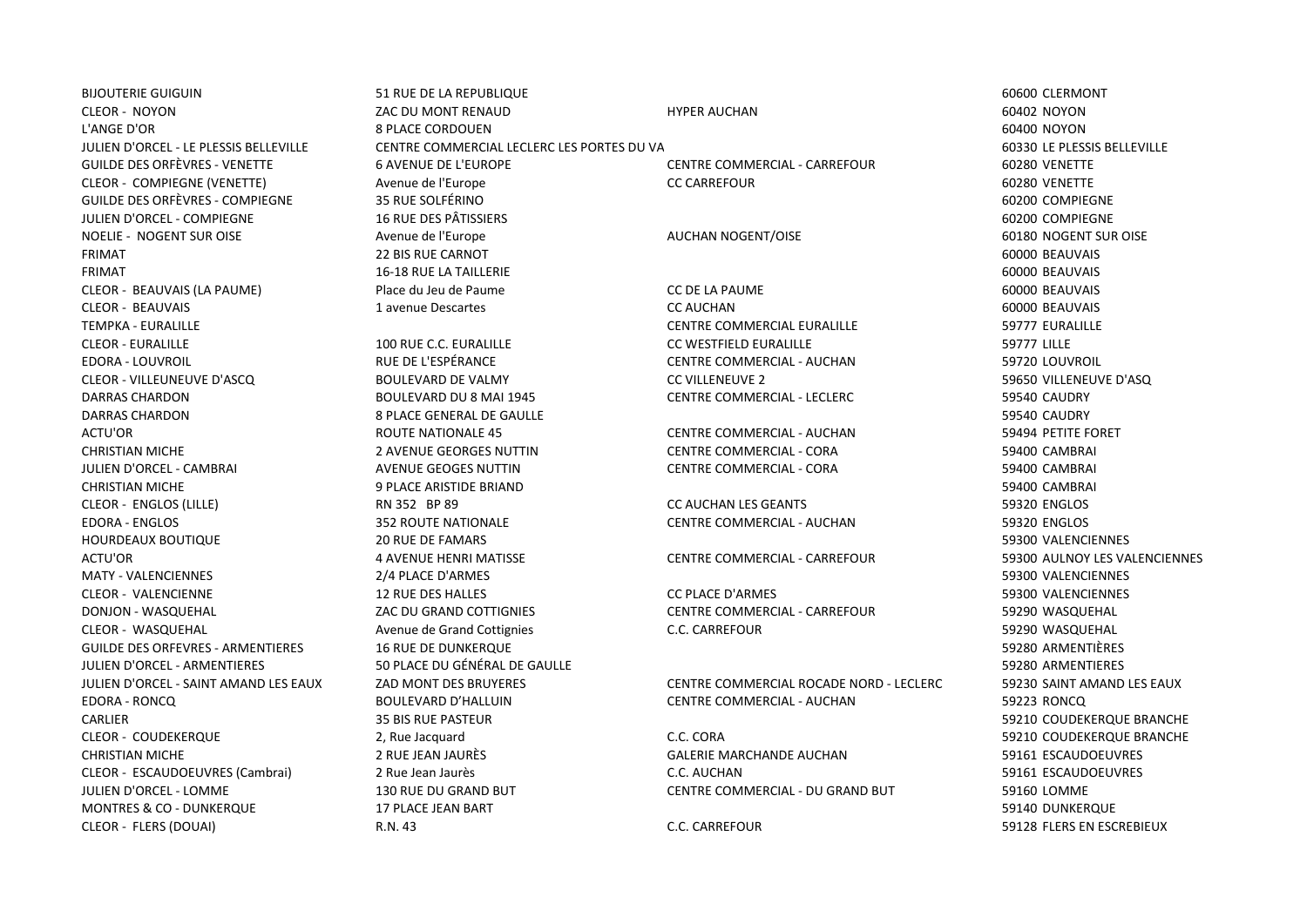| | | | |
|---|---|---|---|
| BIJOUTERIE GUIGUIN | 51 RUE DE LA REPUBLIQUE | | 60600 CLERMONT |
| CLEOR - NOYON | ZAC DU MONT RENAUD | HYPER AUCHAN | 60402 NOYON |
| L'ANGE D'OR | 8 PLACE CORDOUEN | | 60400 NOYON |
| JULIEN D'ORCEL - LE PLESSIS BELLEVILLE | CENTRE COMMERCIAL LECLERC LES PORTES DU VA | | 60330 LE PLESSIS BELLEVILLE |
| GUILDE DES ORFÈVRES - VENETTE | 6 AVENUE DE L'EUROPE | CENTRE COMMERCIAL - CARREFOUR | 60280 VENETTE |
| CLEOR - COMPIEGNE (VENETTE) | Avenue de l'Europe | CC CARREFOUR | 60280 VENETTE |
| GUILDE DES ORFÈVRES - COMPIEGNE | 35 RUE SOLFÉRINO | | 60200 COMPIEGNE |
| JULIEN D'ORCEL - COMPIEGNE | 16 RUE DES PÂTISSIERS | | 60200 COMPIEGNE |
| NOELIE - NOGENT SUR OISE | Avenue de l'Europe | AUCHAN NOGENT/OISE | 60180 NOGENT SUR OISE |
| FRIMAT | 22 BIS RUE CARNOT | | 60000 BEAUVAIS |
| FRIMAT | 16-18 RUE LA TAILLERIE | | 60000 BEAUVAIS |
| CLEOR - BEAUVAIS (LA PAUME) | Place du Jeu de Paume | CC DE LA PAUME | 60000 BEAUVAIS |
| CLEOR - BEAUVAIS | 1 avenue Descartes | CC AUCHAN | 60000 BEAUVAIS |
| TEMPKA - EURALILLE | | CENTRE COMMERCIAL EURALILLE | 59777 EURALILLE |
| CLEOR - EURALILLE | 100 RUE C.C. EURALILLE | CC WESTFIELD EURALILLE | 59777 LILLE |
| EDORA - LOUVROIL | RUE DE L'ESPÉRANCE | CENTRE COMMERCIAL - AUCHAN | 59720 LOUVROIL |
| CLEOR - VILLEUNEUVE D'ASCQ | BOULEVARD DE VALMY | CC VILLENEUVE 2 | 59650 VILLENEUVE D'ASQ |
| DARRAS CHARDON | BOULEVARD DU 8 MAI 1945 | CENTRE COMMERCIAL - LECLERC | 59540 CAUDRY |
| DARRAS CHARDON | 8 PLACE GENERAL DE GAULLE | | 59540 CAUDRY |
| ACTU'OR | ROUTE NATIONALE 45 | CENTRE COMMERCIAL - AUCHAN | 59494 PETITE FORET |
| CHRISTIAN MICHE | 2 AVENUE GEORGES NUTTIN | CENTRE COMMERCIAL - CORA | 59400 CAMBRAI |
| JULIEN D'ORCEL - CAMBRAI | AVENUE GEOGES NUTTIN | CENTRE COMMERCIAL - CORA | 59400 CAMBRAI |
| CHRISTIAN MICHE | 9 PLACE ARISTIDE BRIAND | | 59400 CAMBRAI |
| CLEOR - ENGLOS (LILLE) | RN 352 BP 89 | CC AUCHAN LES GEANTS | 59320 ENGLOS |
| EDORA - ENGLOS | 352 ROUTE NATIONALE | CENTRE COMMERCIAL - AUCHAN | 59320 ENGLOS |
| HOURDEAUX BOUTIQUE | 20 RUE DE FAMARS | | 59300 VALENCIENNES |
| ACTU'OR | 4 AVENUE HENRI MATISSE | CENTRE COMMERCIAL - CARREFOUR | 59300 AULNOY LES VALENCIENNES |
| MATY - VALENCIENNES | 2/4 PLACE D'ARMES | | 59300 VALENCIENNES |
| CLEOR - VALENCIENNE | 12 RUE DES HALLES | CC PLACE D'ARMES | 59300 VALENCIENNES |
| DONJON - WASQUEHAL | ZAC DU GRAND COTTIGNIES | CENTRE COMMERCIAL - CARREFOUR | 59290 WASQUEHAL |
| CLEOR - WASQUEHAL | Avenue de Grand Cottignies | C.C. CARREFOUR | 59290 WASQUEHAL |
| GUILDE DES ORFEVRES - ARMENTIERES | 16 RUE DE DUNKERQUE | | 59280 ARMENTIÈRES |
| JULIEN D'ORCEL - ARMENTIERES | 50 PLACE DU GÉNÉRAL DE GAULLE | | 59280 ARMENTIERES |
| JULIEN D'ORCEL - SAINT AMAND LES EAUX | ZAD MONT DES BRUYERES | CENTRE COMMERCIAL ROCADE NORD - LECLERC | 59230 SAINT AMAND LES EAUX |
| EDORA - RONCQ | BOULEVARD D'HALLUIN | CENTRE COMMERCIAL - AUCHAN | 59223 RONCQ |
| CARLIER | 35 BIS RUE PASTEUR | | 59210 COUDEKERQUE BRANCHE |
| CLEOR - COUDEKERQUE | 2, Rue Jacquard | C.C. CORA | 59210 COUDEKERQUE BRANCHE |
| CHRISTIAN MICHE | 2 RUE JEAN JAURÈS | GALERIE MARCHANDE AUCHAN | 59161 ESCAUDOEUVRES |
| CLEOR - ESCAUDOEUVRES (Cambrai) | 2 Rue Jean Jaurès | C.C. AUCHAN | 59161 ESCAUDOEUVRES |
| JULIEN D'ORCEL - LOMME | 130 RUE DU GRAND BUT | CENTRE COMMERCIAL - DU GRAND BUT | 59160 LOMME |
| MONTRES & CO - DUNKERQUE | 17 PLACE JEAN BART | | 59140 DUNKERQUE |
| CLEOR - FLERS (DOUAI) | R.N. 43 | C.C. CARREFOUR | 59128 FLERS EN ESCREBIEUX |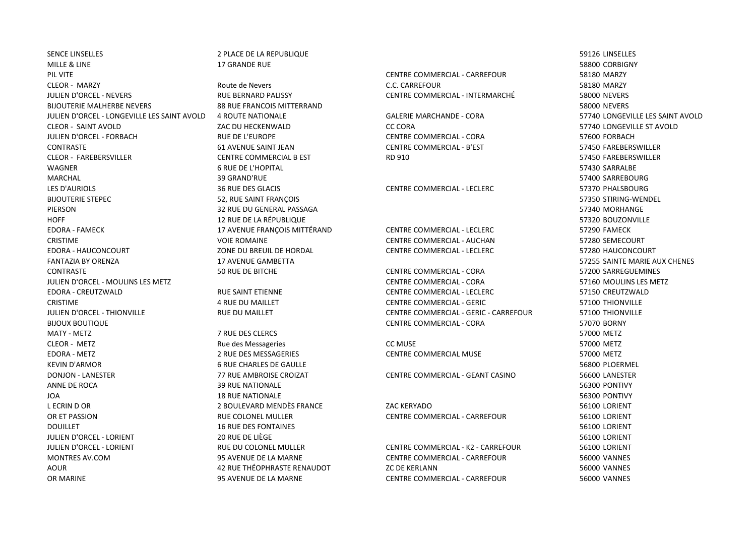| | | | |
|---|---|---|---|
| SENCE LINSELLES | 2 PLACE DE LA REPUBLIQUE | | 59126 LINSELLES |
| MILLE & LINE | 17 GRANDE RUE | | 58800 CORBIGNY |
| PIL VITE | | CENTRE COMMERCIAL - CARREFOUR | 58180 MARZY |
| CLEOR - MARZY | Route de Nevers | C.C. CARREFOUR | 58180 MARZY |
| JULIEN D'ORCEL - NEVERS | RUE BERNARD PALISSY | CENTRE COMMERCIAL - INTERMARCHÉ | 58000 NEVERS |
| BIJOUTERIE MALHERBE NEVERS | 88 RUE FRANCOIS MITTERRAND | | 58000 NEVERS |
| JULIEN D'ORCEL - LONGEVILLE LES SAINT AVOLD | 4 ROUTE NATIONALE | GALERIE MARCHANDE - CORA | 57740 LONGEVILLE LES SAINT AVOLD |
| CLEOR - SAINT AVOLD | ZAC DU HECKENWALD | CC CORA | 57740 LONGEVILLE ST AVOLD |
| JULIEN D'ORCEL - FORBACH | RUE DE L'EUROPE | CENTRE COMMERCIAL - CORA | 57600 FORBACH |
| CONTRASTE | 61 AVENUE SAINT JEAN | CENTRE COMMERCIAL - B'EST | 57450 FAREBERSWILLER |
| CLEOR - FAREBERSVILLER | CENTRE COMMERCIAL B EST | RD 910 | 57450 FAREBERSWILLER |
| WAGNER | 6 RUE DE L'HOPITAL | | 57430 SARRALBE |
| MARCHAL | 39 GRAND'RUE | | 57400 SARREBOURG |
| LES D'AURIOLS | 36 RUE DES GLACIS | CENTRE COMMERCIAL - LECLERC | 57370 PHALSBOURG |
| BIJOUTERIE STEPEC | 52, RUE SAINT FRANÇOIS | | 57350 STIRING-WENDEL |
| PIERSON | 32 RUE DU GENERAL PASSAGA | | 57340 MORHANGE |
| HOFF | 12 RUE DE LA RÉPUBLIQUE | | 57320 BOUZONVILLE |
| EDORA - FAMECK | 17 AVENUE FRANÇOIS MITTÉRAND | CENTRE COMMERCIAL - LECLERC | 57290 FAMECK |
| CRISTIME | VOIE ROMAINE | CENTRE COMMERCIAL - AUCHAN | 57280 SEMECOURT |
| EDORA - HAUCONCOURT | ZONE DU BREUIL DE HORDAL | CENTRE COMMERCIAL - LECLERC | 57280 HAUCONCOURT |
| FANTAZIA BY ORENZA | 17 AVENUE GAMBETTA | | 57255 SAINTE MARIE AUX CHENES |
| CONTRASTE | 50 RUE DE BITCHE | CENTRE COMMERCIAL - CORA | 57200 SARREGUEMINES |
| JULIEN D'ORCEL - MOULINS LES METZ | | CENTRE COMMERCIAL - CORA | 57160 MOULINS LES METZ |
| EDORA - CREUTZWALD | RUE SAINT ETIENNE | CENTRE COMMERCIAL - LECLERC | 57150 CREUTZWALD |
| CRISTIME | 4 RUE DU MAILLET | CENTRE COMMERCIAL - GERIC | 57100 THIONVILLE |
| JULIEN D'ORCEL - THIONVILLE | RUE DU MAILLET | CENTRE COMMERCIAL - GERIC - CARREFOUR | 57100 THIONVILLE |
| BIJOUX BOUTIQUE | | CENTRE COMMERCIAL - CORA | 57070 BORNY |
| MATY - METZ | 7 RUE DES CLERCS | | 57000 METZ |
| CLEOR - METZ | Rue des Messageries | CC MUSE | 57000 METZ |
| EDORA - METZ | 2 RUE DES MESSAGERIES | CENTRE COMMERCIAL MUSE | 57000 METZ |
| KEVIN D'ARMOR | 6 RUE CHARLES DE GAULLE | | 56800 PLOERMEL |
| DONJON - LANESTER | 77 RUE AMBROISE CROIZAT | CENTRE COMMERCIAL - GEANT CASINO | 56600 LANESTER |
| ANNE DE ROCA | 39 RUE NATIONALE | | 56300 PONTIVY |
| JOA | 18 RUE NATIONALE | | 56300 PONTIVY |
| L ECRIN D OR | 2 BOULEVARD MENDÈS FRANCE | ZAC KERYADO | 56100 LORIENT |
| OR ET PASSION | RUE COLONEL MULLER | CENTRE COMMERCIAL - CARREFOUR | 56100 LORIENT |
| DOUILLET | 16 RUE DES FONTAINES | | 56100 LORIENT |
| JULIEN D'ORCEL - LORIENT | 20 RUE DE LIÈGE | | 56100 LORIENT |
| JULIEN D'ORCEL - LORIENT | RUE DU COLONEL MULLER | CENTRE COMMERCIAL - K2 - CARREFOUR | 56100 LORIENT |
| MONTRES AV.COM | 95 AVENUE DE LA MARNE | CENTRE COMMERCIAL - CARREFOUR | 56000 VANNES |
| AOUR | 42 RUE THÉOPHRASTE RENAUDOT | ZC DE KERLANN | 56000 VANNES |
| OR MARINE | 95 AVENUE DE LA MARNE | CENTRE COMMERCIAL - CARREFOUR | 56000 VANNES |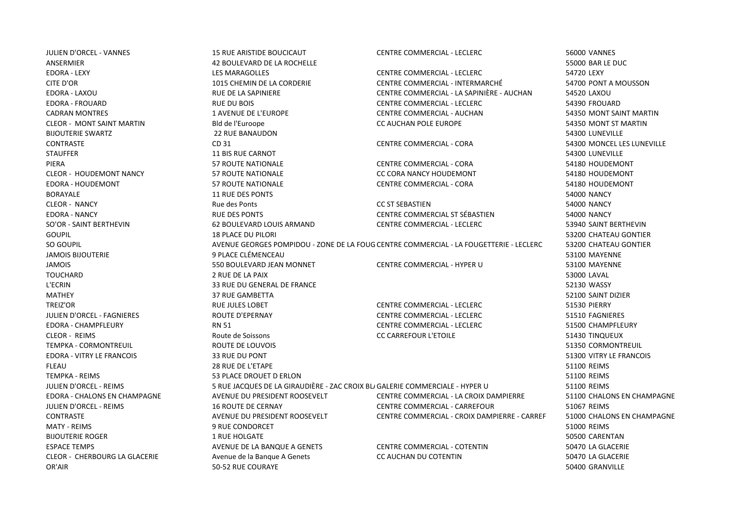| | | | |
|---|---|---|---|
| JULIEN D'ORCEL - VANNES | 15 RUE ARISTIDE BOUCICAUT | CENTRE COMMERCIAL - LECLERC | 56000 VANNES |
| ANSERMIER | 42 BOULEVARD DE LA ROCHELLE | | 55000 BAR LE DUC |
| EDORA - LEXY | LES MARAGOLLES | CENTRE COMMERCIAL - LECLERC | 54720 LEXY |
| CITE D'OR | 1015 CHEMIN DE LA CORDERIE | CENTRE COMMERCIAL - INTERMARCHÉ | 54700 PONT A MOUSSON |
| EDORA - LAXOU | RUE DE LA SAPINIERE | CENTRE COMMERCIAL - LA SAPINIÈRE - AUCHAN | 54520 LAXOU |
| EDORA - FROUARD | RUE DU BOIS | CENTRE COMMERCIAL - LECLERC | 54390 FROUARD |
| CADRAN MONTRES | 1 AVENUE DE L'EUROPE | CENTRE COMMERCIAL - AUCHAN | 54350 MONT SAINT MARTIN |
| CLEOR - MONT SAINT MARTIN | Bld de l'Euroope | CC AUCHAN POLE EUROPE | 54350 MONT ST MARTIN |
| BIJOUTERIE SWARTZ | 22 RUE BANAUDON | | 54300 LUNEVILLE |
| CONTRASTE | CD 31 | CENTRE COMMERCIAL - CORA | 54300 MONCEL LES LUNEVILLE |
| STAUFFER | 11 BIS RUE CARNOT | | 54300 LUNEVILLE |
| PIERA | 57 ROUTE NATIONALE | CENTRE COMMERCIAL - CORA | 54180 HOUDEMONT |
| CLEOR - HOUDEMONT NANCY | 57 ROUTE NATIONALE | CC CORA NANCY HOUDEMONT | 54180 HOUDEMONT |
| EDORA - HOUDEMONT | 57 ROUTE NATIONALE | CENTRE COMMERCIAL - CORA | 54180 HOUDEMONT |
| BORAYALE | 11 RUE DES PONTS | | 54000 NANCY |
| CLEOR - NANCY | Rue des Ponts | CC ST SEBASTIEN | 54000 NANCY |
| EDORA - NANCY | RUE DES PONTS | CENTRE COMMERCIAL ST SÉBASTIEN | 54000 NANCY |
| SO'OR - SAINT BERTHEVIN | 62 BOULEVARD LOUIS ARMAND | CENTRE COMMERCIAL - LECLERC | 53940 SAINT BERTHEVIN |
| GOUPIL | 18 PLACE DU PILORI | | 53200 CHATEAU GONTIER |
| SO GOUPIL | AVENUE GEORGES POMPIDOU - ZONE DE LA FOUG | CENTRE COMMERCIAL - LA FOUGETTERIE - LECLERC | 53200 CHATEAU GONTIER |
| JAMOIS BIJOUTERIE | 9 PLACE CLÉMENCEAU | | 53100 MAYENNE |
| JAMOIS | 550 BOULEVARD JEAN MONNET | CENTRE COMMERCIAL - HYPER U | 53100 MAYENNE |
| TOUCHARD | 2 RUE DE LA PAIX | | 53000 LAVAL |
| L'ECRIN | 33 RUE DU GENERAL DE FRANCE | | 52130 WASSY |
| MATHEY | 37 RUE GAMBETTA | | 52100 SAINT DIZIER |
| TREIZ'OR | RUE JULES LOBET | CENTRE COMMERCIAL - LECLERC | 51530 PIERRY |
| JULIEN D'ORCEL - FAGNIERES | ROUTE D'EPERNAY | CENTRE COMMERCIAL - LECLERC | 51510 FAGNIERES |
| EDORA - CHAMPFLEURY | RN 51 | CENTRE COMMERCIAL - LECLERC | 51500 CHAMPFLEURY |
| CLEOR - REIMS | Route de Soissons | CC CARREFOUR L'ETOILE | 51430 TINQUEUX |
| TEMPKA - CORMONTREUIL | ROUTE DE LOUVOIS | | 51350 CORMONTREUIL |
| EDORA - VITRY LE FRANCOIS | 33 RUE DU PONT | | 51300 VITRY LE FRANCOIS |
| FLEAU | 28 RUE DE L'ETAPE | | 51100 REIMS |
| TEMPKA - REIMS | 53 PLACE DROUET D ERLON | | 51100 REIMS |
| JULIEN D'ORCEL - REIMS | 5 RUE JACQUES DE LA GIRAUDIÈRE - ZAC CROIX BL/ | GALERIE COMMERCIALE - HYPER U | 51100 REIMS |
| EDORA - CHALONS EN CHAMPAGNE | AVENUE DU PRESIDENT ROOSEVELT | CENTRE COMMERCIAL - LA CROIX DAMPIERRE | 51100 CHALONS EN CHAMPAGNE |
| JULIEN D'ORCEL - REIMS | 16 ROUTE DE CERNAY | CENTRE COMMERCIAL - CARREFOUR | 51067 REIMS |
| CONTRASTE | AVENUE DU PRESIDENT ROOSEVELT | CENTRE COMMERCIAL - CROIX DAMPIERRE - CARREF | 51000 CHALONS EN CHAMPAGNE |
| MATY - REIMS | 9 RUE CONDORCET | | 51000 REIMS |
| BIJOUTERIE ROGER | 1 RUE HOLGATE | | 50500 CARENTAN |
| ESPACE TEMPS | AVENUE DE LA BANQUE A GENETS | CENTRE COMMERCIAL - COTENTIN | 50470 LA GLACERIE |
| CLEOR - CHERBOURG LA GLACERIE | Avenue de la Banque A Genets | CC AUCHAN DU COTENTIN | 50470 LA GLACERIE |
| OR'AIR | 50-52 RUE COURAYE | | 50400 GRANVILLE |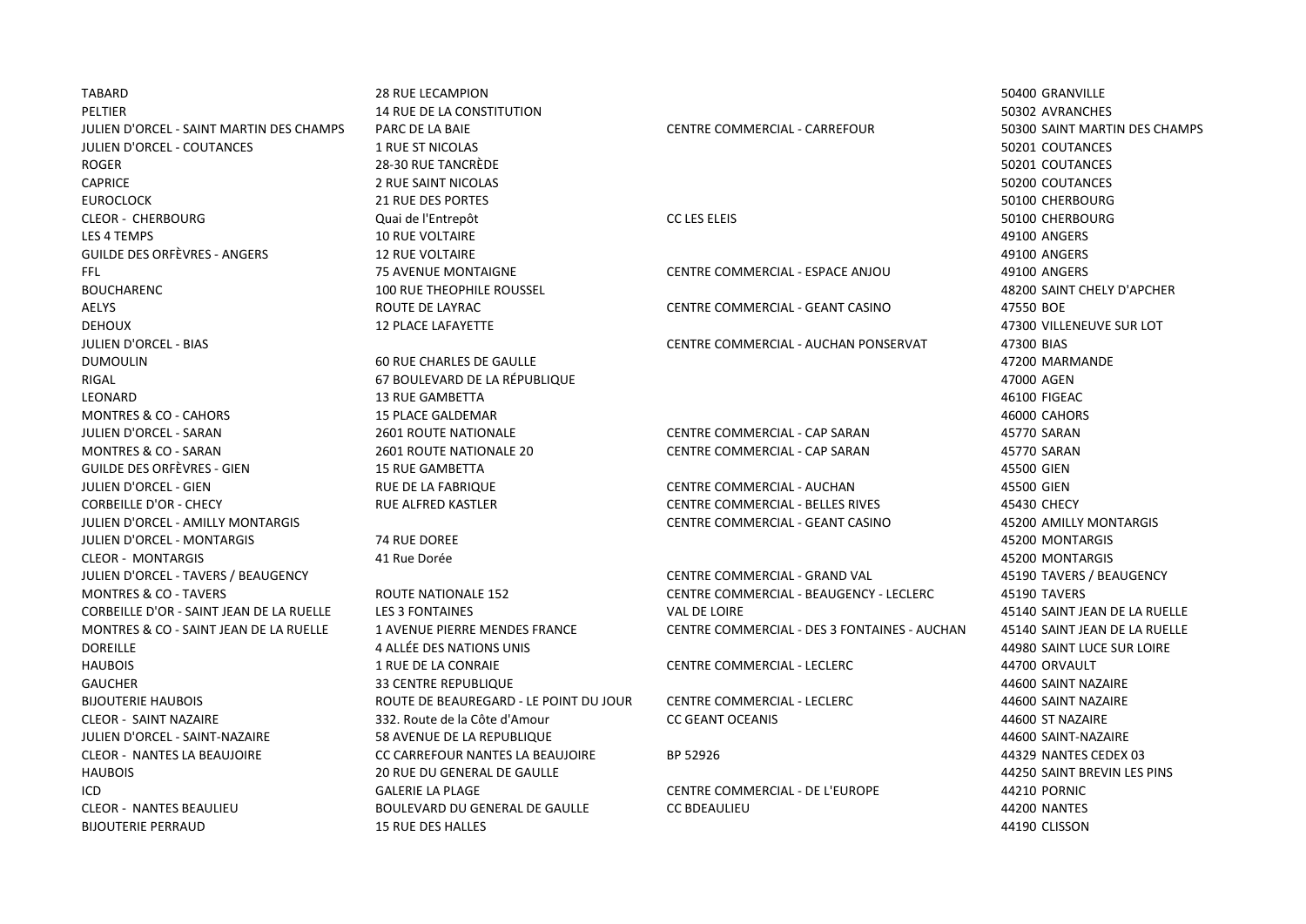| | | | |
|---|---|---|---|
| TABARD | 28 RUE LECAMPION | | 50400 GRANVILLE |
| PELTIER | 14 RUE DE LA CONSTITUTION | | 50302 AVRANCHES |
| JULIEN D'ORCEL - SAINT MARTIN DES CHAMPS | PARC DE LA BAIE | CENTRE COMMERCIAL - CARREFOUR | 50300 SAINT MARTIN DES CHAMPS |
| JULIEN D'ORCEL - COUTANCES | 1 RUE ST NICOLAS | | 50201 COUTANCES |
| ROGER | 28-30 RUE TANCRÈDE | | 50201 COUTANCES |
| CAPRICE | 2 RUE SAINT NICOLAS | | 50200 COUTANCES |
| EUROCLOCK | 21 RUE DES PORTES | | 50100 CHERBOURG |
| CLEOR - CHERBOURG | Quai de l'Entrepôt | CC LES ELEIS | 50100 CHERBOURG |
| LES 4 TEMPS | 10 RUE VOLTAIRE | | 49100 ANGERS |
| GUILDE DES ORFÈVRES - ANGERS | 12 RUE VOLTAIRE | | 49100 ANGERS |
| FFL | 75 AVENUE MONTAIGNE | CENTRE COMMERCIAL - ESPACE ANJOU | 49100 ANGERS |
| BOUCHARENC | 100 RUE THEOPHILE ROUSSEL | | 48200 SAINT CHELY D'APCHER |
| AELYS | ROUTE DE LAYRAC | CENTRE COMMERCIAL - GEANT CASINO | 47550 BOE |
| DEHOUX | 12 PLACE LAFAYETTE | | 47300 VILLENEUVE SUR LOT |
| JULIEN D'ORCEL - BIAS | | CENTRE COMMERCIAL - AUCHAN PONSERVAT | 47300 BIAS |
| DUMOULIN | 60 RUE CHARLES DE GAULLE | | 47200 MARMANDE |
| RIGAL | 67 BOULEVARD DE LA RÉPUBLIQUE | | 47000 AGEN |
| LEONARD | 13 RUE GAMBETTA | | 46100 FIGEAC |
| MONTRES & CO - CAHORS | 15 PLACE GALDEMAR | | 46000 CAHORS |
| JULIEN D'ORCEL - SARAN | 2601 ROUTE NATIONALE | CENTRE COMMERCIAL - CAP SARAN | 45770 SARAN |
| MONTRES & CO - SARAN | 2601 ROUTE NATIONALE 20 | CENTRE COMMERCIAL - CAP SARAN | 45770 SARAN |
| GUILDE DES ORFÈVRES - GIEN | 15 RUE GAMBETTA | | 45500 GIEN |
| JULIEN D'ORCEL - GIEN | RUE DE LA FABRIQUE | CENTRE COMMERCIAL - AUCHAN | 45500 GIEN |
| CORBEILLE D'OR - CHECY | RUE ALFRED KASTLER | CENTRE COMMERCIAL - BELLES RIVES | 45430 CHECY |
| JULIEN D'ORCEL - AMILLY MONTARGIS | | CENTRE COMMERCIAL - GEANT CASINO | 45200 AMILLY MONTARGIS |
| JULIEN D'ORCEL - MONTARGIS | 74 RUE DOREE | | 45200 MONTARGIS |
| CLEOR - MONTARGIS | 41 Rue Dorée | | 45200 MONTARGIS |
| JULIEN D'ORCEL - TAVERS / BEAUGENCY | | CENTRE COMMERCIAL - GRAND VAL | 45190 TAVERS / BEAUGENCY |
| MONTRES & CO - TAVERS | ROUTE NATIONALE 152 | CENTRE COMMERCIAL - BEAUGENCY - LECLERC | 45190 TAVERS |
| CORBEILLE D'OR - SAINT JEAN DE LA RUELLE | LES 3 FONTAINES | VAL DE LOIRE | 45140 SAINT JEAN DE LA RUELLE |
| MONTRES & CO - SAINT JEAN DE LA RUELLE | 1 AVENUE PIERRE MENDES FRANCE | CENTRE COMMERCIAL - DES 3 FONTAINES - AUCHAN | 45140 SAINT JEAN DE LA RUELLE |
| DOREILLE | 4 ALLÉE DES NATIONS UNIS | | 44980 SAINT LUCE SUR LOIRE |
| HAUBOIS | 1 RUE DE LA CONRAIE | CENTRE COMMERCIAL - LECLERC | 44700 ORVAULT |
| GAUCHER | 33 CENTRE REPUBLIQUE | | 44600 SAINT NAZAIRE |
| BIJOUTERIE HAUBOIS | ROUTE DE BEAUREGARD - LE POINT DU JOUR | CENTRE COMMERCIAL - LECLERC | 44600 SAINT NAZAIRE |
| CLEOR - SAINT NAZAIRE | 332. Route de la Côte d'Amour | CC GEANT OCEANIS | 44600 ST NAZAIRE |
| JULIEN D'ORCEL - SAINT-NAZAIRE | 58 AVENUE DE LA REPUBLIQUE | | 44600 SAINT-NAZAIRE |
| CLEOR - NANTES LA BEAUJOIRE | CC CARREFOUR NANTES LA BEAUJOIRE | BP 52926 | 44329 NANTES CEDEX 03 |
| HAUBOIS | 20 RUE DU GENERAL DE GAULLE | | 44250 SAINT BREVIN LES PINS |
| ICD | GALERIE LA PLAGE | CENTRE COMMERCIAL - DE L'EUROPE | 44210 PORNIC |
| CLEOR - NANTES BEAULIEU | BOULEVARD DU GENERAL DE GAULLE | CC BDEAULIEU | 44200 NANTES |
| BIJOUTERIE PERRAUD | 15 RUE DES HALLES | | 44190 CLISSON |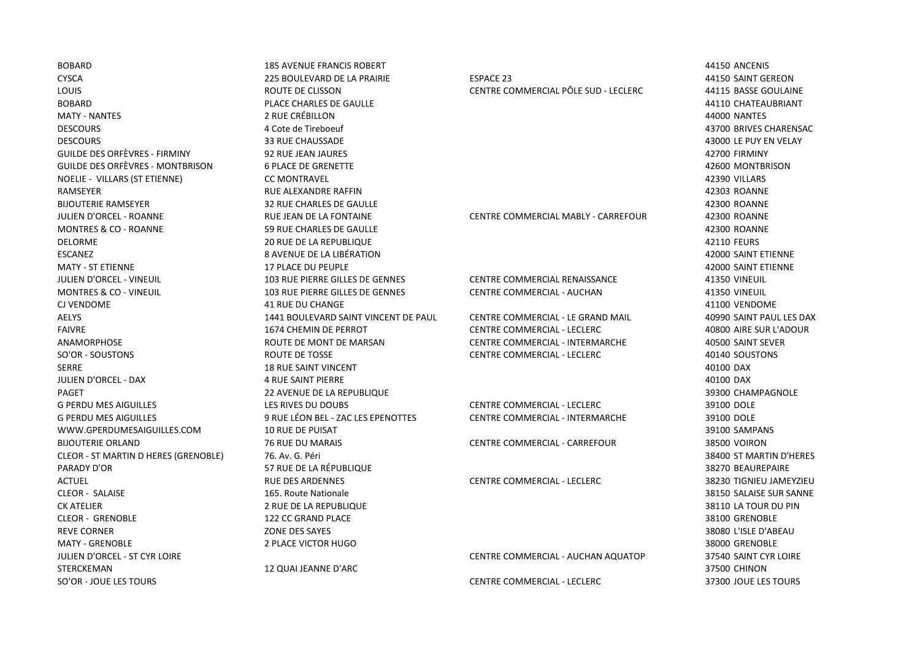| | | | |
|---|---|---|---|
| BOBARD | 185 AVENUE FRANCIS ROBERT | | 44150 ANCENIS |
| CYSCA | 225 BOULEVARD DE LA PRAIRIE | ESPACE 23 | 44150 SAINT GEREON |
| LOUIS | ROUTE DE CLISSON | CENTRE COMMERCIAL PÔLE SUD - LECLERC | 44115 BASSE GOULAINE |
| BOBARD | PLACE CHARLES DE GAULLE | | 44110 CHATEAUBRIANT |
| MATY - NANTES | 2 RUE CRÉBILLON | | 44000 NANTES |
| DESCOURS | 4 Cote de Tireboeuf | | 43700 BRIVES CHARENSAC |
| DESCOURS | 33 RUE CHAUSSADE | | 43000 LE PUY EN VELAY |
| GUILDE DES ORFÈVRES - FIRMINY | 92 RUE JEAN JAURES | | 42700 FIRMINY |
| GUILDE DES ORFÈVRES - MONTBRISON | 6 PLACE DE GRENETTE | | 42600 MONTBRISON |
| NOELIE - VILLARS (ST ETIENNE) | CC MONTRAVEL | | 42390 VILLARS |
| RAMSEYER | RUE ALEXANDRE RAFFIN | | 42303 ROANNE |
| BIJOUTERIE RAMSEYER | 32 RUE CHARLES DE GAULLE | | 42300 ROANNE |
| JULIEN D'ORCEL - ROANNE | RUE JEAN DE LA FONTAINE | CENTRE COMMERCIAL MABLY - CARREFOUR | 42300 ROANNE |
| MONTRES & CO - ROANNE | 59 RUE CHARLES DE GAULLE | | 42300 ROANNE |
| DELORME | 20 RUE DE LA REPUBLIQUE | | 42110 FEURS |
| ESCANEZ | 8 AVENUE DE LA LIBÉRATION | | 42000 SAINT ETIENNE |
| MATY - ST ETIENNE | 17 PLACE DU PEUPLE | | 42000 SAINT ETIENNE |
| JULIEN D'ORCEL - VINEUIL | 103 RUE PIERRE GILLES DE GENNES | CENTRE COMMERCIAL RENAISSANCE | 41350 VINEUIL |
| MONTRES & CO - VINEUIL | 103 RUE PIERRE GILLES DE GENNES | CENTRE COMMERCIAL - AUCHAN | 41350 VINEUIL |
| CJ VENDOME | 41 RUE DU CHANGE | | 41100 VENDOME |
| AELYS | 1441 BOULEVARD SAINT VINCENT DE PAUL | CENTRE COMMERCIAL - LE GRAND MAIL | 40990 SAINT PAUL LES DAX |
| FAIVRE | 1674 CHEMIN DE PERROT | CENTRE COMMERCIAL - LECLERC | 40800 AIRE SUR L'ADOUR |
| ANAMORPHOSE | ROUTE DE MONT DE MARSAN | CENTRE COMMERCIAL - INTERMARCHE | 40500 SAINT SEVER |
| SO'OR - SOUSTONS | ROUTE DE TOSSE | CENTRE COMMERCIAL - LECLERC | 40140 SOUSTONS |
| SERRE | 18 RUE SAINT VINCENT | | 40100 DAX |
| JULIEN D'ORCEL - DAX | 4 RUE SAINT PIERRE | | 40100 DAX |
| PAGET | 22 AVENUE DE LA REPUBLIQUE | | 39300 CHAMPAGNOLE |
| G PERDU MES AIGUILLES | LES RIVES DU DOUBS | CENTRE COMMERCIAL - LECLERC | 39100 DOLE |
| G PERDU MES AIGUILLES | 9 RUE LÉON BEL - ZAC LES EPENOTTES | CENTRE COMMERCIAL - INTERMARCHE | 39100 DOLE |
| WWW.GPERDUMESAIGUILLES.COM | 10 RUE DE PUISAT | | 39100 SAMPANS |
| BIJOUTERIE ORLAND | 76 RUE DU MARAIS | CENTRE COMMERCIAL - CARREFOUR | 38500 VOIRON |
| CLEOR - ST MARTIN D HERES (GRENOBLE) | 76. Av. G. Péri | | 38400 ST MARTIN D'HERES |
| PARADY D'OR | 57 RUE DE LA RÉPUBLIQUE | | 38270 BEAUREPAIRE |
| ACTUEL | RUE DES ARDENNES | CENTRE COMMERCIAL - LECLERC | 38230 TIGNIEU JAMEYZIEU |
| CLEOR - SALAISE | 165. Route Nationale | | 38150 SALAISE SUR SANNE |
| CK ATELIER | 2 RUE DE LA REPUBLIQUE | | 38110 LA TOUR DU PIN |
| CLEOR - GRENOBLE | 122 CC GRAND PLACE | | 38100 GRENOBLE |
| REVE CORNER | ZONE DES SAYES | | 38080 L'ISLE D'ABEAU |
| MATY - GRENOBLE | 2 PLACE VICTOR HUGO | | 38000 GRENOBLE |
| JULIEN D'ORCEL - ST CYR LOIRE | | CENTRE COMMERCIAL - AUCHAN AQUATOP | 37540 SAINT CYR LOIRE |
| STERCKEMAN | 12 QUAI JEANNE D'ARC | | 37500 CHINON |
| SO'OR - JOUE LES TOURS | | CENTRE COMMERCIAL - LECLERC | 37300 JOUE LES TOURS |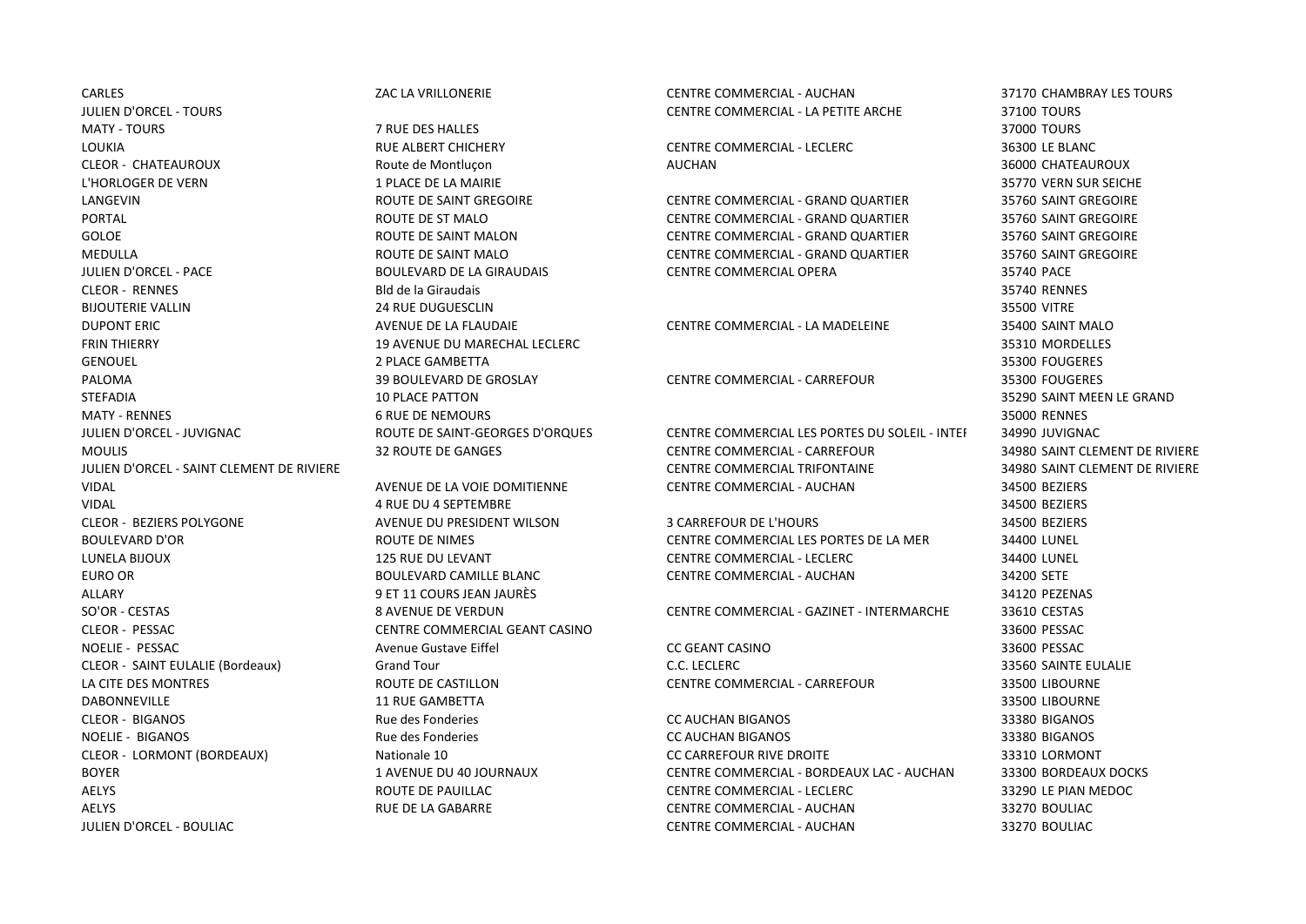| | | | |
|---|---|---|---|
| CARLES | ZAC LA VRILLONERIE | CENTRE COMMERCIAL - AUCHAN | 37170 CHAMBRAY LES TOURS |
| JULIEN D'ORCEL - TOURS | | CENTRE COMMERCIAL - LA PETITE ARCHE | 37100 TOURS |
| MATY - TOURS | 7 RUE DES HALLES | | 37000 TOURS |
| LOUKIA | RUE ALBERT CHICHERY | CENTRE COMMERCIAL - LECLERC | 36300 LE BLANC |
| CLEOR - CHATEAUROUX | Route de Montluçon | AUCHAN | 36000 CHATEAUROUX |
| L'HORLOGER DE VERN | 1 PLACE DE LA MAIRIE | | 35770 VERN SUR SEICHE |
| LANGEVIN | ROUTE DE SAINT GREGOIRE | CENTRE COMMERCIAL - GRAND QUARTIER | 35760 SAINT GREGOIRE |
| PORTAL | ROUTE DE ST MALO | CENTRE COMMERCIAL - GRAND QUARTIER | 35760 SAINT GREGOIRE |
| GOLOE | ROUTE DE SAINT MALON | CENTRE COMMERCIAL - GRAND QUARTIER | 35760 SAINT GREGOIRE |
| MEDULLA | ROUTE DE SAINT MALO | CENTRE COMMERCIAL - GRAND QUARTIER | 35760 SAINT GREGOIRE |
| JULIEN D'ORCEL - PACE | BOULEVARD DE LA GIRAUDAIS | CENTRE COMMERCIAL OPERA | 35740 PACE |
| CLEOR - RENNES | Bld de la Giraudais | | 35740 RENNES |
| BIJOUTERIE VALLIN | 24 RUE DUGUESCLIN | | 35500 VITRE |
| DUPONT ERIC | AVENUE DE LA FLAUDAIE | CENTRE COMMERCIAL - LA MADELEINE | 35400 SAINT MALO |
| FRIN THIERRY | 19 AVENUE DU MARECHAL LECLERC | | 35310 MORDELLES |
| GENOUEL | 2 PLACE GAMBETTA | | 35300 FOUGERES |
| PALOMA | 39 BOULEVARD DE GROSLAY | CENTRE COMMERCIAL - CARREFOUR | 35300 FOUGERES |
| STEFADIA | 10 PLACE PATTON | | 35290 SAINT MEEN LE GRAND |
| MATY - RENNES | 6 RUE DE NEMOURS | | 35000 RENNES |
| JULIEN D'ORCEL - JUVIGNAC | ROUTE DE SAINT-GEORGES D'ORQUES | CENTRE COMMERCIAL LES PORTES DU SOLEIL - INTEI | 34990 JUVIGNAC |
| MOULIS | 32 ROUTE DE GANGES | CENTRE COMMERCIAL - CARREFOUR | 34980 SAINT CLEMENT DE RIVIERE |
| JULIEN D'ORCEL - SAINT CLEMENT DE RIVIERE | | CENTRE COMMERCIAL TRIFONTAINE | 34980 SAINT CLEMENT DE RIVIERE |
| VIDAL | AVENUE DE LA VOIE DOMITIENNE | CENTRE COMMERCIAL - AUCHAN | 34500 BEZIERS |
| VIDAL | 4 RUE DU 4 SEPTEMBRE | | 34500 BEZIERS |
| CLEOR - BEZIERS POLYGONE | AVENUE DU PRESIDENT WILSON | 3 CARREFOUR DE L'HOURS | 34500 BEZIERS |
| BOULEVARD D'OR | ROUTE DE NIMES | CENTRE COMMERCIAL LES PORTES DE LA MER | 34400 LUNEL |
| LUNELA BIJOUX | 125 RUE DU LEVANT | CENTRE COMMERCIAL - LECLERC | 34400 LUNEL |
| EURO OR | BOULEVARD CAMILLE BLANC | CENTRE COMMERCIAL - AUCHAN | 34200 SETE |
| ALLARY | 9 ET 11 COURS JEAN JAURÈS | | 34120 PEZENAS |
| SO'OR - CESTAS | 8 AVENUE DE VERDUN | CENTRE COMMERCIAL - GAZINET - INTERMARCHE | 33610 CESTAS |
| CLEOR - PESSAC | CENTRE COMMERCIAL GEANT CASINO | | 33600 PESSAC |
| NOELIE - PESSAC | Avenue Gustave Eiffel | CC GEANT CASINO | 33600 PESSAC |
| CLEOR - SAINT EULALIE (Bordeaux) | Grand Tour | C.C. LECLERC | 33560 SAINTE EULALIE |
| LA CITE DES MONTRES | ROUTE DE CASTILLON | CENTRE COMMERCIAL - CARREFOUR | 33500 LIBOURNE |
| DABONNEVILLE | 11 RUE GAMBETTA | | 33500 LIBOURNE |
| CLEOR - BIGANOS | Rue des Fonderies | CC AUCHAN BIGANOS | 33380 BIGANOS |
| NOELIE - BIGANOS | Rue des Fonderies | CC AUCHAN BIGANOS | 33380 BIGANOS |
| CLEOR - LORMONT (BORDEAUX) | Nationale 10 | CC CARREFOUR RIVE DROITE | 33310 LORMONT |
| BOYER | 1 AVENUE DU 40 JOURNAUX | CENTRE COMMERCIAL - BORDEAUX LAC - AUCHAN | 33300 BORDEAUX DOCKS |
| AELYS | ROUTE DE PAUILLAC | CENTRE COMMERCIAL - LECLERC | 33290 LE PIAN MEDOC |
| AELYS | RUE DE LA GABARRE | CENTRE COMMERCIAL - AUCHAN | 33270 BOULIAC |
| JULIEN D'ORCEL - BOULIAC | | CENTRE COMMERCIAL - AUCHAN | 33270 BOULIAC |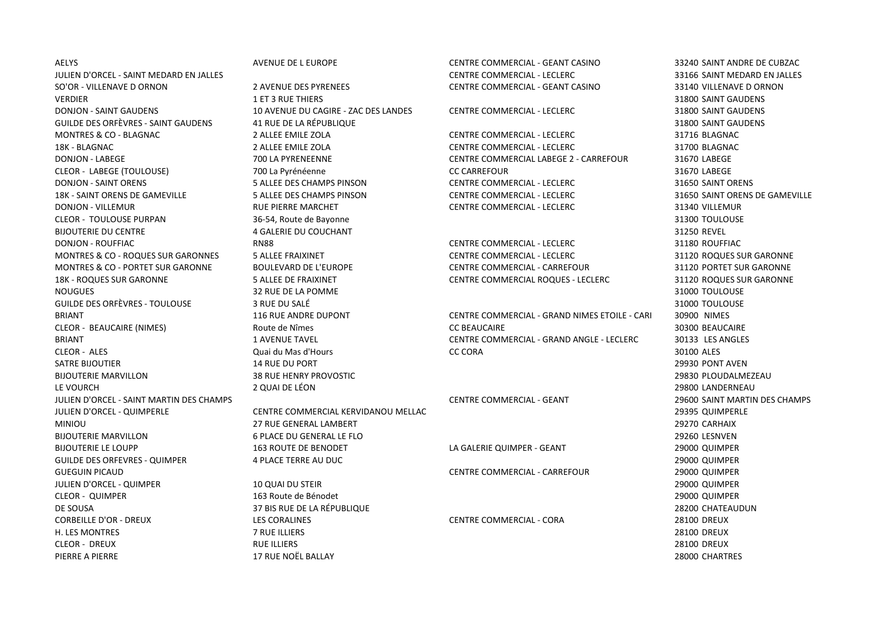| | | | |
|---|---|---|---|
| AELYS | AVENUE DE L EUROPE | CENTRE COMMERCIAL - GEANT CASINO | 33240 SAINT ANDRE DE CUBZAC |
| JULIEN D'ORCEL - SAINT MEDARD EN JALLES | | CENTRE COMMERCIAL - LECLERC | 33166 SAINT MEDARD EN JALLES |
| SO'OR - VILLENAVE D ORNON | 2 AVENUE DES PYRENEES | CENTRE COMMERCIAL - GEANT CASINO | 33140 VILLENAVE D ORNON |
| VERDIER | 1 ET 3 RUE THIERS | | 31800 SAINT GAUDENS |
| DONJON - SAINT GAUDENS | 10 AVENUE DU CAGIRE - ZAC DES LANDES | CENTRE COMMERCIAL - LECLERC | 31800 SAINT GAUDENS |
| GUILDE DES ORFÈVRES - SAINT GAUDENS | 41 RUE DE LA RÉPUBLIQUE | | 31800 SAINT GAUDENS |
| MONTRES & CO - BLAGNAC | 2 ALLEE EMILE ZOLA | CENTRE COMMERCIAL - LECLERC | 31716 BLAGNAC |
| 18K - BLAGNAC | 2 ALLEE EMILE ZOLA | CENTRE COMMERCIAL - LECLERC | 31700 BLAGNAC |
| DONJON - LABEGE | 700 LA PYRENEENNE | CENTRE COMMERCIAL LABEGE 2 - CARREFOUR | 31670 LABEGE |
| CLEOR - LABEGE (TOULOUSE) | 700 La Pyrénéenne | CC CARREFOUR | 31670 LABEGE |
| DONJON - SAINT ORENS | 5 ALLEE DES CHAMPS PINSON | CENTRE COMMERCIAL - LECLERC | 31650 SAINT ORENS |
| 18K - SAINT ORENS DE GAMEVILLE | 5 ALLEE DES CHAMPS PINSON | CENTRE COMMERCIAL - LECLERC | 31650 SAINT ORENS DE GAMEVILLE |
| DONJON - VILLEMUR | RUE PIERRE MARCHET | CENTRE COMMERCIAL - LECLERC | 31340 VILLEMUR |
| CLEOR - TOULOUSE PURPAN | 36-54, Route de Bayonne | | 31300 TOULOUSE |
| BIJOUTERIE DU CENTRE | 4 GALERIE DU COUCHANT | | 31250 REVEL |
| DONJON - ROUFFIAC | RN88 | CENTRE COMMERCIAL - LECLERC | 31180 ROUFFIAC |
| MONTRES & CO - ROQUES SUR GARONNES | 5 ALLEE FRAIXINET | CENTRE COMMERCIAL - LECLERC | 31120 ROQUES SUR GARONNE |
| MONTRES & CO - PORTET SUR GARONNE | BOULEVARD DE L'EUROPE | CENTRE COMMERCIAL - CARREFOUR | 31120 PORTET SUR GARONNE |
| 18K - ROQUES SUR GARONNE | 5 ALLEE DE FRAIXINET | CENTRE COMMERCIAL ROQUES - LECLERC | 31120 ROQUES SUR GARONNE |
| NOUGUES | 32 RUE DE LA POMME | | 31000 TOULOUSE |
| GUILDE DES ORFÈVRES - TOULOUSE | 3 RUE DU SALÉ | | 31000 TOULOUSE |
| BRIANT | 116 RUE ANDRE DUPONT | CENTRE COMMERCIAL - GRAND NIMES ETOILE - CARI | 30900 NIMES |
| CLEOR - BEAUCAIRE (NIMES) | Route de Nîmes | CC BEAUCAIRE | 30300 BEAUCAIRE |
| BRIANT | 1 AVENUE TAVEL | CENTRE COMMERCIAL - GRAND ANGLE - LECLERC | 30133 LES ANGLES |
| CLEOR - ALES | Quai du Mas d'Hours | CC CORA | 30100 ALES |
| SATRE BIJOUTIER | 14 RUE DU PORT | | 29930 PONT AVEN |
| BIJOUTERIE MARVILLON | 38 RUE HENRY PROVOSTIC | | 29830 PLOUDALMEZEAU |
| LE VOURCH | 2 QUAI DE LÉON | | 29800 LANDERNEAU |
| JULIEN D'ORCEL - SAINT MARTIN DES CHAMPS | | CENTRE COMMERCIAL - GEANT | 29600 SAINT MARTIN DES CHAMPS |
| JULIEN D'ORCEL - QUIMPERLE | CENTRE COMMERCIAL KERVIDANOU MELLAC | | 29395 QUIMPERLE |
| MINIOU | 27 RUE GENERAL LAMBERT | | 29270 CARHAIX |
| BIJOUTERIE MARVILLON | 6 PLACE DU GENERAL LE FLO | | 29260 LESNVEN |
| BIJOUTERIE LE LOUPP | 163 ROUTE DE BENODET | LA GALERIE QUIMPER - GEANT | 29000 QUIMPER |
| GUILDE DES ORFEVRES - QUIMPER | 4 PLACE TERRE AU DUC | | 29000 QUIMPER |
| GUEGUIN PICAUD | | CENTRE COMMERCIAL - CARREFOUR | 29000 QUIMPER |
| JULIEN D'ORCEL - QUIMPER | 10 QUAI DU STEIR | | 29000 QUIMPER |
| CLEOR - QUIMPER | 163 Route de Bénodet | | 29000 QUIMPER |
| DE SOUSA | 37 BIS RUE DE LA RÉPUBLIQUE | | 28200 CHATEAUDUN |
| CORBEILLE D'OR - DREUX | LES CORALINES | CENTRE COMMERCIAL - CORA | 28100 DREUX |
| H. LES MONTRES | 7 RUE ILLIERS | | 28100 DREUX |
| CLEOR - DREUX | RUE ILLIERS | | 28100 DREUX |
| PIERRE A PIERRE | 17 RUE NOËL BALLAY | | 28000 CHARTRES |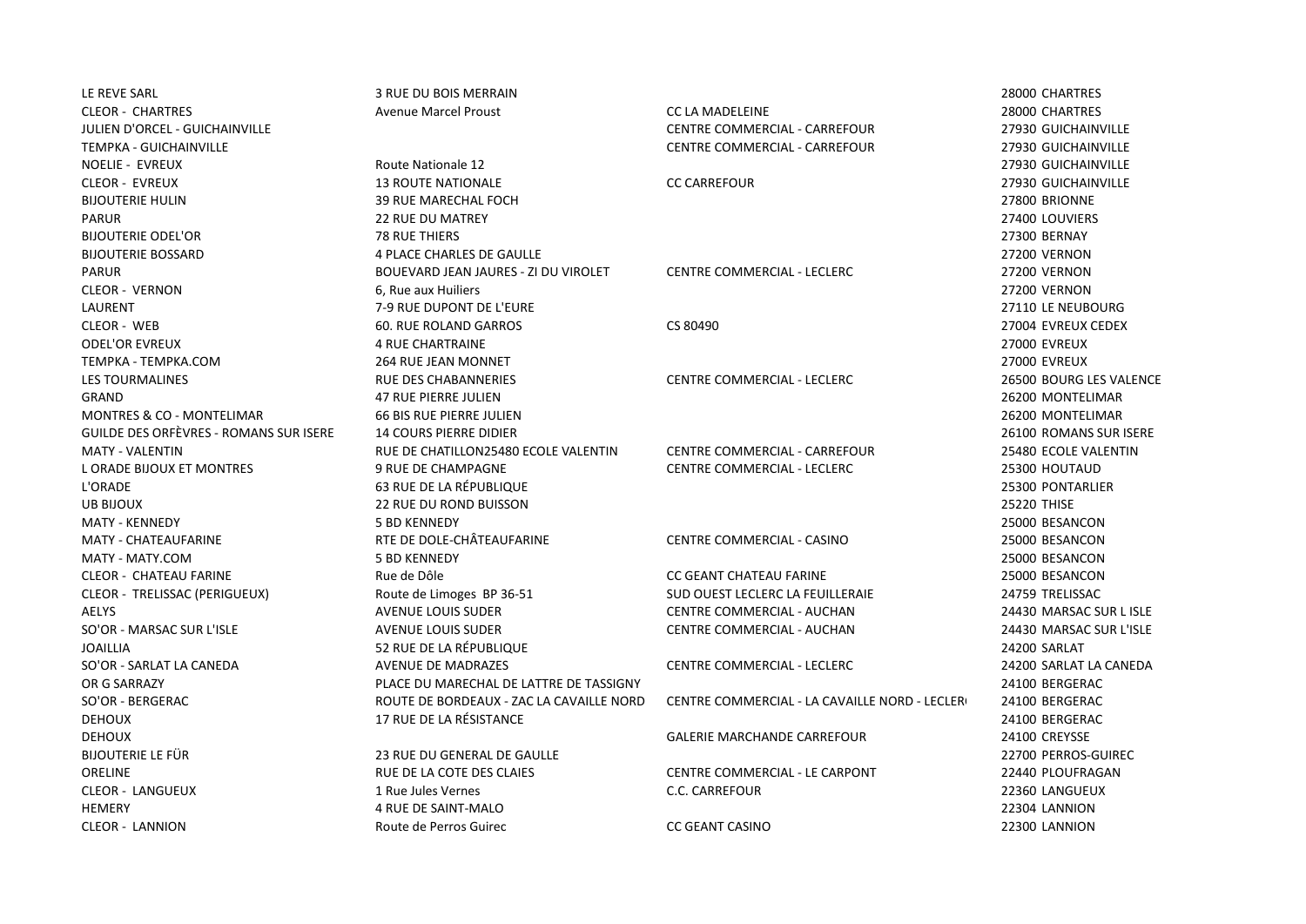| | | | |
|---|---|---|---|
| LE REVE SARL | 3 RUE DU BOIS MERRAIN | | 28000 CHARTRES |
| CLEOR - CHARTRES | Avenue Marcel Proust | CC LA MADELEINE | 28000 CHARTRES |
| JULIEN D'ORCEL - GUICHAINVILLE | | CENTRE COMMERCIAL - CARREFOUR | 27930 GUICHAINVILLE |
| TEMPKA - GUICHAINVILLE | | CENTRE COMMERCIAL - CARREFOUR | 27930 GUICHAINVILLE |
| NOELIE - EVREUX | Route Nationale 12 | | 27930 GUICHAINVILLE |
| CLEOR - EVREUX | 13 ROUTE NATIONALE | CC CARREFOUR | 27930 GUICHAINVILLE |
| BIJOUTERIE HULIN | 39 RUE MARECHAL FOCH | | 27800 BRIONNE |
| PARUR | 22 RUE DU MATREY | | 27400 LOUVIERS |
| BIJOUTERIE ODEL'OR | 78 RUE THIERS | | 27300 BERNAY |
| BIJOUTERIE BOSSARD | 4 PLACE CHARLES DE GAULLE | | 27200 VERNON |
| PARUR | BOUEVARD JEAN JAURES - ZI DU VIROLET | CENTRE COMMERCIAL - LECLERC | 27200 VERNON |
| CLEOR - VERNON | 6, Rue aux Huiliers | | 27200 VERNON |
| LAURENT | 7-9 RUE DUPONT DE L'EURE | | 27110 LE NEUBOURG |
| CLEOR - WEB | 60. RUE ROLAND GARROS | CS 80490 | 27004 EVREUX CEDEX |
| ODEL'OR EVREUX | 4 RUE CHARTRAINE | | 27000 EVREUX |
| TEMPKA - TEMPKA.COM | 264 RUE JEAN MONNET | | 27000 EVREUX |
| LES TOURMALINES | RUE DES CHABANNERIES | CENTRE COMMERCIAL - LECLERC | 26500 BOURG LES VALENCE |
| GRAND | 47 RUE PIERRE JULIEN | | 26200 MONTELIMAR |
| MONTRES & CO - MONTELIMAR | 66 BIS RUE PIERRE JULIEN | | 26200 MONTELIMAR |
| GUILDE DES ORFÈVRES - ROMANS SUR ISERE | 14 COURS PIERRE DIDIER | | 26100 ROMANS SUR ISERE |
| MATY - VALENTIN | RUE DE CHATILLON25480 ECOLE VALENTIN | CENTRE COMMERCIAL - CARREFOUR | 25480 ECOLE VALENTIN |
| L ORADE BIJOUX ET MONTRES | 9 RUE DE CHAMPAGNE | CENTRE COMMERCIAL - LECLERC | 25300 HOUTAUD |
| L'ORADE | 63 RUE DE LA RÉPUBLIQUE | | 25300 PONTARLIER |
| UB BIJOUX | 22 RUE DU ROND BUISSON | | 25220 THISE |
| MATY - KENNEDY | 5 BD KENNEDY | | 25000 BESANCON |
| MATY - CHATEAUFARINE | RTE DE DOLE-CHÂTEAUFARINE | CENTRE COMMERCIAL - CASINO | 25000 BESANCON |
| MATY - MATY.COM | 5 BD KENNEDY | | 25000 BESANCON |
| CLEOR - CHATEAU FARINE | Rue de Dôle | CC GEANT CHATEAU FARINE | 25000 BESANCON |
| CLEOR - TRELISSAC (PERIGUEUX) | Route de Limoges BP 36-51 | SUD OUEST LECLERC LA FEUILLERAIE | 24759 TRELISSAC |
| AELYS | AVENUE LOUIS SUDER | CENTRE COMMERCIAL - AUCHAN | 24430 MARSAC SUR L ISLE |
| SO'OR - MARSAC SUR L'ISLE | AVENUE LOUIS SUDER | CENTRE COMMERCIAL - AUCHAN | 24430 MARSAC SUR L'ISLE |
| JOAILLIA | 52 RUE DE LA RÉPUBLIQUE | | 24200 SARLAT |
| SO'OR - SARLAT LA CANEDA | AVENUE DE MADRAZES | CENTRE COMMERCIAL - LECLERC | 24200 SARLAT LA CANEDA |
| OR G SARRAZY | PLACE DU MARECHAL DE LATTRE DE TASSIGNY | | 24100 BERGERAC |
| SO'OR - BERGERAC | ROUTE DE BORDEAUX - ZAC LA CAVAILLE NORD | CENTRE COMMERCIAL - LA CAVAILLE NORD - LECLER | 24100 BERGERAC |
| DEHOUX | 17 RUE DE LA RÉSISTANCE | | 24100 BERGERAC |
| DEHOUX | | GALERIE MARCHANDE CARREFOUR | 24100 CREYSSE |
| BIJOUTERIE LE FÜR | 23 RUE DU GENERAL DE GAULLE | | 22700 PERROS-GUIREC |
| ORELINE | RUE DE LA COTE DES CLAIES | CENTRE COMMERCIAL - LE CARPONT | 22440 PLOUFRAGAN |
| CLEOR - LANGUEUX | 1 Rue Jules Vernes | C.C. CARREFOUR | 22360 LANGUEUX |
| HEMERY | 4 RUE DE SAINT-MALO | | 22304 LANNION |
| CLEOR - LANNION | Route de Perros Guirec | CC GEANT CASINO | 22300 LANNION |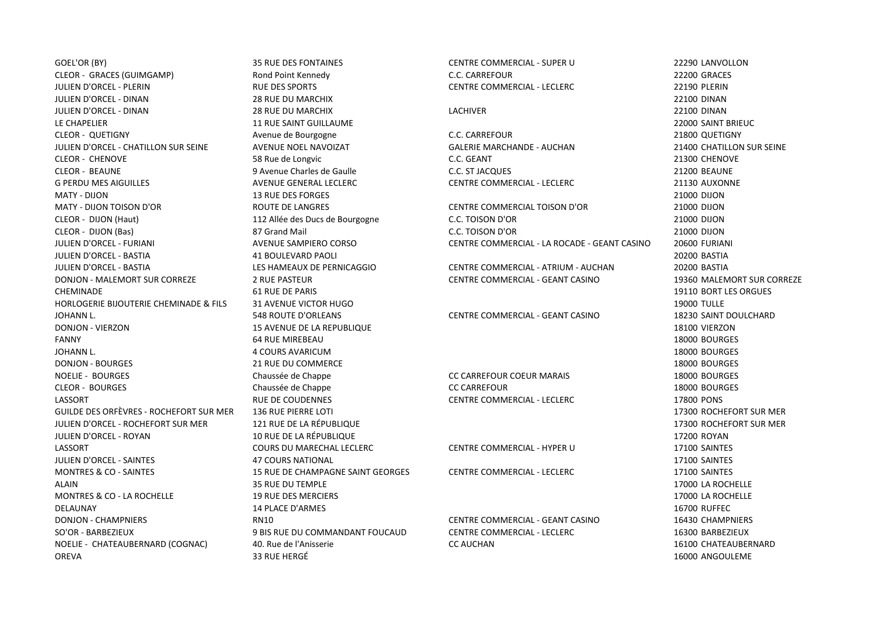| | | | |
|---|---|---|---|
| GOEL'OR (BY) | 35 RUE DES FONTAINES | CENTRE COMMERCIAL - SUPER U | 22290 LANVOLLON |
| CLEOR - GRACES (GUIMGAMP) | Rond Point Kennedy | C.C. CARREFOUR | 22200 GRACES |
| JULIEN D'ORCEL - PLERIN | RUE DES SPORTS | CENTRE COMMERCIAL - LECLERC | 22190 PLERIN |
| JULIEN D'ORCEL - DINAN | 28 RUE DU MARCHIX | | 22100 DINAN |
| JULIEN D'ORCEL - DINAN | 28 RUE DU MARCHIX | LACHIVER | 22100 DINAN |
| LE CHAPELIER | 11 RUE SAINT GUILLAUME | | 22000 SAINT BRIEUC |
| CLEOR - QUETIGNY | Avenue de Bourgogne | C.C. CARREFOUR | 21800 QUETIGNY |
| JULIEN D'ORCEL - CHATILLON SUR SEINE | AVENUE NOEL NAVOIZAT | GALERIE MARCHANDE - AUCHAN | 21400 CHATILLON SUR SEINE |
| CLEOR - CHENOVE | 58 Rue de Longvic | C.C. GEANT | 21300 CHENOVE |
| CLEOR - BEAUNE | 9 Avenue Charles de Gaulle | C.C. ST JACQUES | 21200 BEAUNE |
| G PERDU MES AIGUILLES | AVENUE GENERAL LECLERC | CENTRE COMMERCIAL - LECLERC | 21130 AUXONNE |
| MATY - DIJON | 13 RUE DES FORGES | | 21000 DIJON |
| MATY - DIJON TOISON D'OR | ROUTE DE LANGRES | CENTRE COMMERCIAL TOISON D'OR | 21000 DIJON |
| CLEOR - DIJON (Haut) | 112 Allée des Ducs de Bourgogne | C.C. TOISON D'OR | 21000 DIJON |
| CLEOR - DIJON (Bas) | 87 Grand Mail | C.C. TOISON D'OR | 21000 DIJON |
| JULIEN D'ORCEL - FURIANI | AVENUE SAMPIERO CORSO | CENTRE COMMERCIAL - LA ROCADE - GEANT CASINO | 20600 FURIANI |
| JULIEN D'ORCEL - BASTIA | 41 BOULEVARD PAOLI | | 20200 BASTIA |
| JULIEN D'ORCEL - BASTIA | LES HAMEAUX DE PERNICAGGIO | CENTRE COMMERCIAL - ATRIUM - AUCHAN | 20200 BASTIA |
| DONJON - MALEMORT SUR CORREZE | 2 RUE PASTEUR | CENTRE COMMERCIAL - GEANT CASINO | 19360 MALEMORT SUR CORREZE |
| CHEMINADE | 61 RUE DE PARIS | | 19110 BORT LES ORGUES |
| HORLOGERIE BIJOUTERIE CHEMINADE & FILS | 31 AVENUE VICTOR HUGO | | 19000 TULLE |
| JOHANN L. | 548 ROUTE D'ORLEANS | CENTRE COMMERCIAL - GEANT CASINO | 18230 SAINT DOULCHARD |
| DONJON - VIERZON | 15 AVENUE DE LA REPUBLIQUE | | 18100 VIERZON |
| FANNY | 64 RUE MIREBEAU | | 18000 BOURGES |
| JOHANN L. | 4 COURS AVARICUM | | 18000 BOURGES |
| DONJON - BOURGES | 21 RUE DU COMMERCE | | 18000 BOURGES |
| NOELIE - BOURGES | Chaussée de Chappe | CC CARREFOUR COEUR MARAIS | 18000 BOURGES |
| CLEOR - BOURGES | Chaussée de Chappe | CC CARREFOUR | 18000 BOURGES |
| LASSORT | RUE DE COUDENNES | CENTRE COMMERCIAL - LECLERC | 17800 PONS |
| GUILDE DES ORFÈVRES - ROCHEFORT SUR MER | 136 RUE PIERRE LOTI | | 17300 ROCHEFORT SUR MER |
| JULIEN D'ORCEL - ROCHEFORT SUR MER | 121 RUE DE LA RÉPUBLIQUE | | 17300 ROCHEFORT SUR MER |
| JULIEN D'ORCEL - ROYAN | 10 RUE DE LA RÉPUBLIQUE | | 17200 ROYAN |
| LASSORT | COURS DU MARECHAL LECLERC | CENTRE COMMERCIAL - HYPER U | 17100 SAINTES |
| JULIEN D'ORCEL - SAINTES | 47 COURS NATIONAL | | 17100 SAINTES |
| MONTRES & CO - SAINTES | 15 RUE DE CHAMPAGNE SAINT GEORGES | CENTRE COMMERCIAL - LECLERC | 17100 SAINTES |
| ALAIN | 35 RUE DU TEMPLE | | 17000 LA ROCHELLE |
| MONTRES & CO - LA ROCHELLE | 19 RUE DES MERCIERS | | 17000 LA ROCHELLE |
| DELAUNAY | 14 PLACE D'ARMES | | 16700 RUFFEC |
| DONJON - CHAMPNIERS | RN10 | CENTRE COMMERCIAL - GEANT CASINO | 16430 CHAMPNIERS |
| SO'OR - BARBEZIEUX | 9 BIS RUE DU COMMANDANT FOUCAUD | CENTRE COMMERCIAL - LECLERC | 16300 BARBEZIEUX |
| NOELIE - CHATEAUBERNARD (COGNAC) | 40. Rue de l'Anisserie | CC AUCHAN | 16100 CHATEAUBERNARD |
| OREVA | 33 RUE HERGÉ | | 16000 ANGOULEME |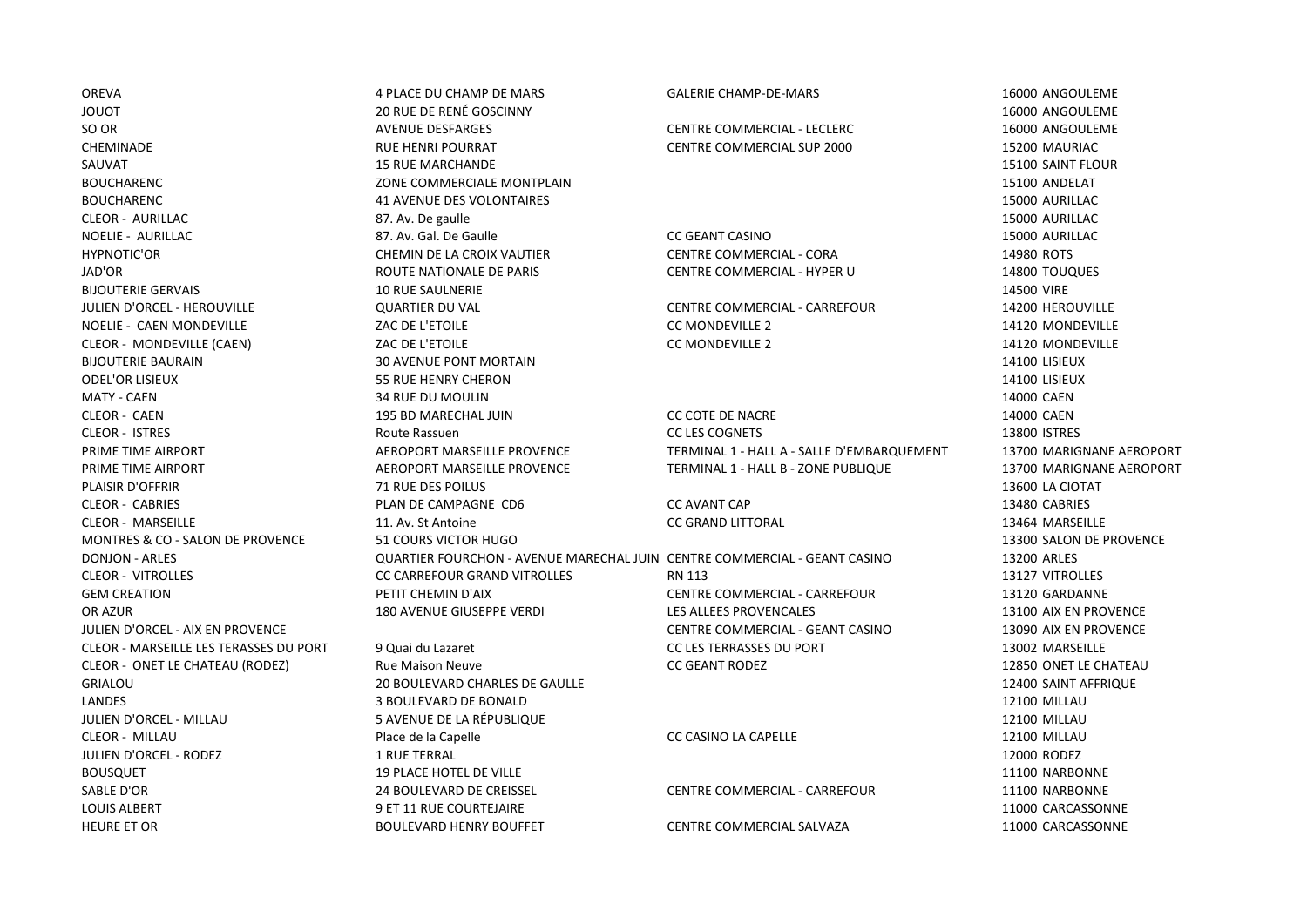| | | | |
|---|---|---|---|
| OREVA | 4 PLACE DU CHAMP DE MARS | GALERIE CHAMP-DE-MARS | 16000 ANGOULEME |
| JOUOT | 20 RUE DE RENÉ GOSCINNY | | 16000 ANGOULEME |
| SO OR | AVENUE DESFARGES | CENTRE COMMERCIAL - LECLERC | 16000 ANGOULEME |
| CHEMINADE | RUE HENRI POURRAT | CENTRE COMMERCIAL SUP 2000 | 15200 MAURIAC |
| SAUVAT | 15 RUE MARCHANDE | | 15100 SAINT FLOUR |
| BOUCHARENC | ZONE COMMERCIALE MONTPLAIN | | 15100 ANDELAT |
| BOUCHARENC | 41 AVENUE DES VOLONTAIRES | | 15000 AURILLAC |
| CLEOR - AURILLAC | 87. Av. De gaulle | | 15000 AURILLAC |
| NOELIE - AURILLAC | 87. Av. Gal. De Gaulle | CC GEANT CASINO | 15000 AURILLAC |
| HYPNOTIC'OR | CHEMIN DE LA CROIX VAUTIER | CENTRE COMMERCIAL - CORA | 14980 ROTS |
| JAD'OR | ROUTE NATIONALE DE PARIS | CENTRE COMMERCIAL - HYPER U | 14800 TOUQUES |
| BIJOUTERIE GERVAIS | 10 RUE SAULNERIE | | 14500 VIRE |
| JULIEN D'ORCEL - HEROUVILLE | QUARTIER DU VAL | CENTRE COMMERCIAL - CARREFOUR | 14200 HEROUVILLE |
| NOELIE - CAEN MONDEVILLE | ZAC DE L'ETOILE | CC MONDEVILLE 2 | 14120 MONDEVILLE |
| CLEOR - MONDEVILLE (CAEN) | ZAC DE L'ETOILE | CC MONDEVILLE 2 | 14120 MONDEVILLE |
| BIJOUTERIE BAURAIN | 30 AVENUE PONT MORTAIN | | 14100 LISIEUX |
| ODEL'OR LISIEUX | 55 RUE HENRY CHERON | | 14100 LISIEUX |
| MATY - CAEN | 34 RUE DU MOULIN | | 14000 CAEN |
| CLEOR - CAEN | 195 BD MARECHAL JUIN | CC COTE DE NACRE | 14000 CAEN |
| CLEOR - ISTRES | Route Rassuen | CC LES COGNETS | 13800 ISTRES |
| PRIME TIME AIRPORT | AEROPORT MARSEILLE PROVENCE | TERMINAL 1 - HALL A - SALLE D'EMBARQUEMENT | 13700 MARIGNANE AEROPORT |
| PRIME TIME AIRPORT | AEROPORT MARSEILLE PROVENCE | TERMINAL 1 - HALL B - ZONE PUBLIQUE | 13700 MARIGNANE AEROPORT |
| PLAISIR D'OFFRIR | 71 RUE DES POILUS | | 13600 LA CIOTAT |
| CLEOR - CABRIES | PLAN DE CAMPAGNE CD6 | CC AVANT CAP | 13480 CABRIES |
| CLEOR - MARSEILLE | 11. Av. St Antoine | CC GRAND LITTORAL | 13464 MARSEILLE |
| MONTRES & CO - SALON DE PROVENCE | 51 COURS VICTOR HUGO | | 13300 SALON DE PROVENCE |
| DONJON - ARLES | QUARTIER FOURCHON - AVENUE MARECHAL JUIN | CENTRE COMMERCIAL - GEANT CASINO | 13200 ARLES |
| CLEOR - VITROLLES | CC CARREFOUR GRAND VITROLLES | RN 113 | 13127 VITROLLES |
| GEM CREATION | PETIT CHEMIN D'AIX | CENTRE COMMERCIAL - CARREFOUR | 13120 GARDANNE |
| OR AZUR | 180 AVENUE GIUSEPPE VERDI | LES ALLEES PROVENCALES | 13100 AIX EN PROVENCE |
| JULIEN D'ORCEL - AIX EN PROVENCE | | CENTRE COMMERCIAL - GEANT CASINO | 13090 AIX EN PROVENCE |
| CLEOR - MARSEILLE LES TERASSES DU PORT | 9 Quai du Lazaret | CC LES TERRASSES DU PORT | 13002 MARSEILLE |
| CLEOR - ONET LE CHATEAU (RODEZ) | Rue Maison Neuve | CC GEANT RODEZ | 12850 ONET LE CHATEAU |
| GRIALOU | 20 BOULEVARD CHARLES DE GAULLE | | 12400 SAINT AFFRIQUE |
| LANDES | 3 BOULEVARD DE BONALD | | 12100 MILLAU |
| JULIEN D'ORCEL - MILLAU | 5 AVENUE DE LA RÉPUBLIQUE | | 12100 MILLAU |
| CLEOR - MILLAU | Place de la Capelle | CC CASINO LA CAPELLE | 12100 MILLAU |
| JULIEN D'ORCEL - RODEZ | 1 RUE TERRAL | | 12000 RODEZ |
| BOUSQUET | 19 PLACE HOTEL DE VILLE | | 11100 NARBONNE |
| SABLE D'OR | 24 BOULEVARD DE CREISSEL | CENTRE COMMERCIAL - CARREFOUR | 11100 NARBONNE |
| LOUIS ALBERT | 9 ET 11 RUE COURTEJAIRE | | 11000 CARCASSONNE |
| HEURE ET OR | BOULEVARD HENRY BOUFFET | CENTRE COMMERCIAL SALVAZA | 11000 CARCASSONNE |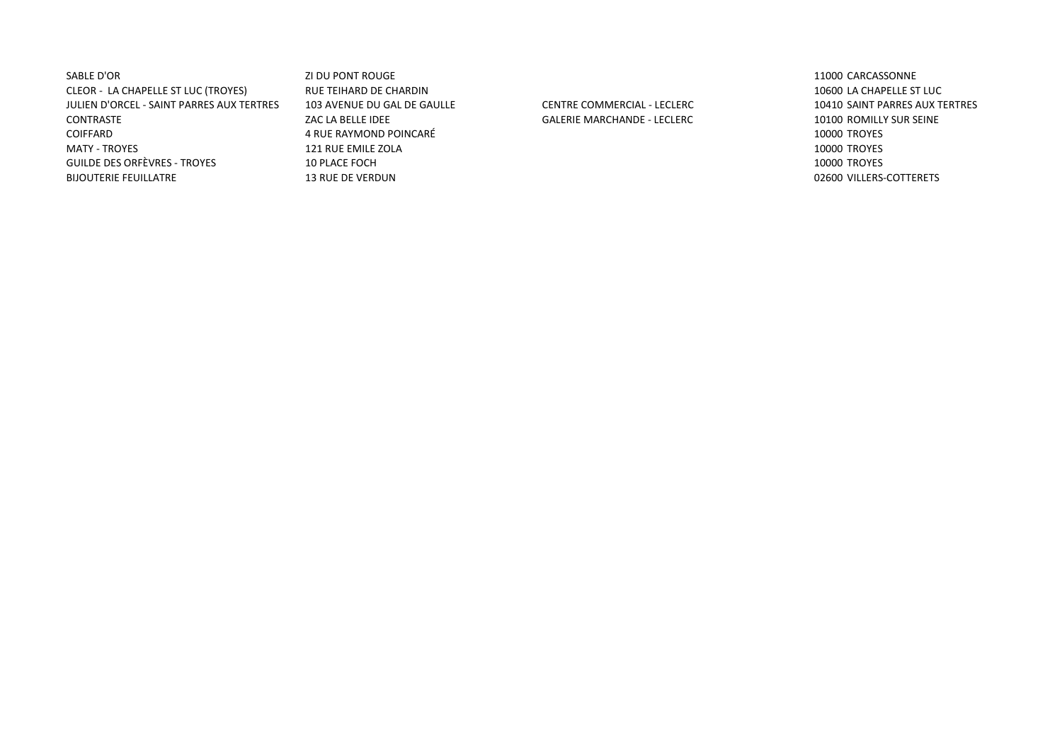| | | | |
|---|---|---|---|
| SABLE D'OR | ZI DU PONT ROUGE | | 11000 CARCASSONNE |
| CLEOR -  LA CHAPELLE ST LUC (TROYES) | RUE TEIHARD DE CHARDIN | | 10600 LA CHAPELLE ST LUC |
| JULIEN D'ORCEL - SAINT PARRES AUX TERTRES | 103 AVENUE DU GAL DE GAULLE | CENTRE COMMERCIAL - LECLERC | 10410 SAINT PARRES AUX TERTRES |
| CONTRASTE | ZAC LA BELLE IDEE | GALERIE MARCHANDE - LECLERC | 10100 ROMILLY SUR SEINE |
| COIFFARD | 4 RUE RAYMOND POINCARÉ | | 10000 TROYES |
| MATY - TROYES | 121 RUE EMILE ZOLA | | 10000 TROYES |
| GUILDE DES ORFÈVRES - TROYES | 10 PLACE FOCH | | 10000 TROYES |
| BIJOUTERIE FEUILLATRE | 13 RUE DE VERDUN | | 02600 VILLERS-COTTERETS |